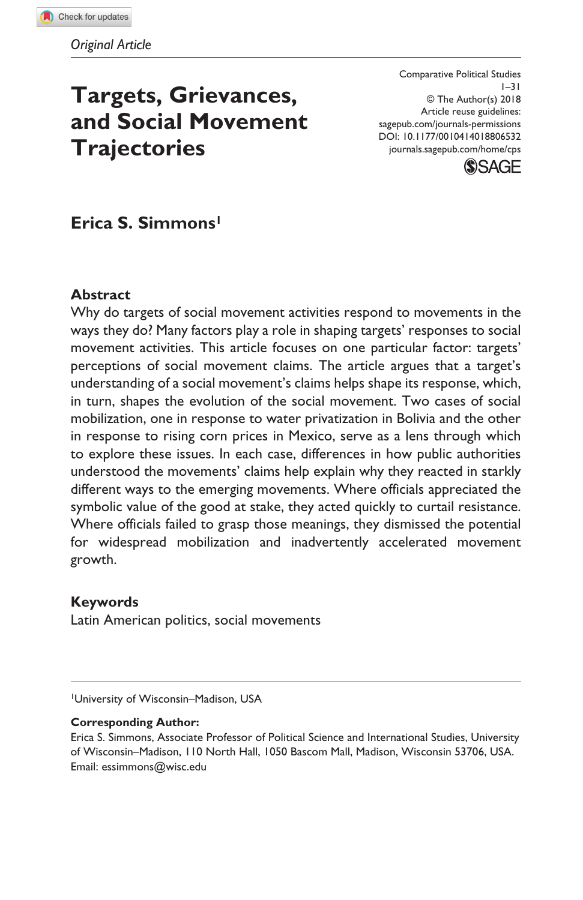*Original Article*

# Targets, Grievances, and Social Movement Trajectories

Comparative Political Studies
1–31
© The Author(s) 2018
Article reuse guidelines: sagepub.com/journals-permissions
DOI: 10.1177/0010414018806532
journals.sagepub.com/home/cps

**Erica S. Simmons**[1]

## Abstract

Why do targets of social movement activities respond to movements in the ways they do? Many factors play a role in shaping targets' responses to social movement activities. This article focuses on one particular factor: targets' perceptions of social movement claims. The article argues that a target's understanding of a social movement's claims helps shape its response, which, in turn, shapes the evolution of the social movement. Two cases of social mobilization, one in response to water privatization in Bolivia and the other in response to rising corn prices in Mexico, serve as a lens through which to explore these issues. In each case, differences in how public authorities understood the movements' claims help explain why they reacted in starkly different ways to the emerging movements. Where officials appreciated the symbolic value of the good at stake, they acted quickly to curtail resistance. Where officials failed to grasp those meanings, they dismissed the potential for widespread mobilization and inadvertently accelerated movement growth.

## Keywords

Latin American politics, social movements

---

[1]University of Wisconsin–Madison, USA

**Corresponding Author:**
Erica S. Simmons, Associate Professor of Political Science and International Studies, University of Wisconsin–Madison, 110 North Hall, 1050 Bascom Mall, Madison, Wisconsin 53706, USA.
Email: essimmons@wisc.edu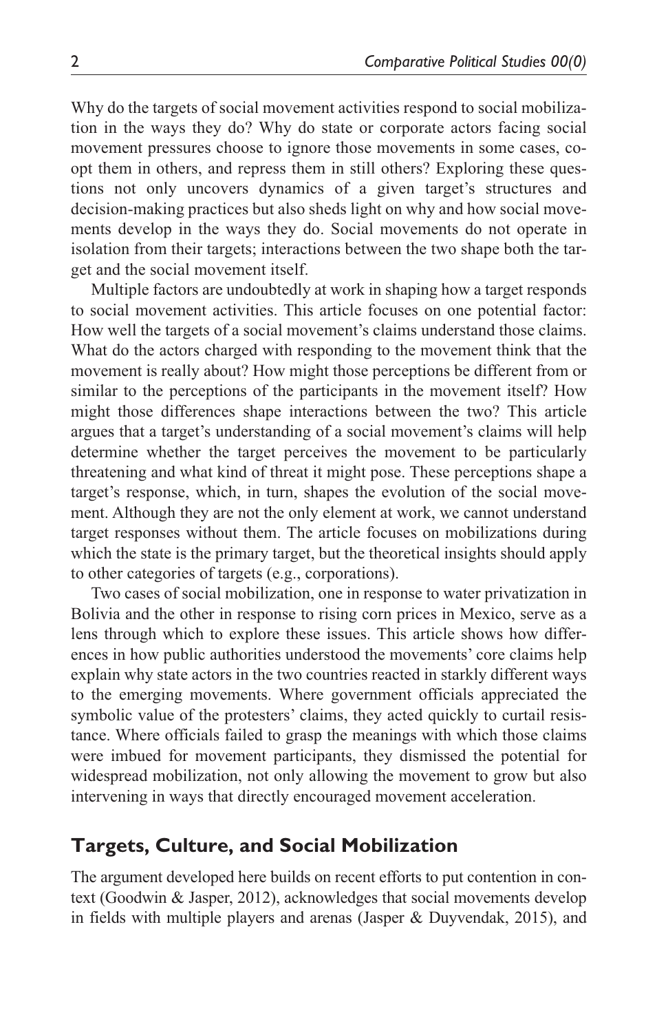Why do the targets of social movement activities respond to social mobilization in the ways they do? Why do state or corporate actors facing social movement pressures choose to ignore those movements in some cases, coopt them in others, and repress them in still others? Exploring these questions not only uncovers dynamics of a given target's structures and decision-making practices but also sheds light on why and how social movements develop in the ways they do. Social movements do not operate in isolation from their targets; interactions between the two shape both the target and the social movement itself.

Multiple factors are undoubtedly at work in shaping how a target responds to social movement activities. This article focuses on one potential factor: How well the targets of a social movement's claims understand those claims. What do the actors charged with responding to the movement think that the movement is really about? How might those perceptions be different from or similar to the perceptions of the participants in the movement itself? How might those differences shape interactions between the two? This article argues that a target's understanding of a social movement's claims will help determine whether the target perceives the movement to be particularly threatening and what kind of threat it might pose. These perceptions shape a target's response, which, in turn, shapes the evolution of the social movement. Although they are not the only element at work, we cannot understand target responses without them. The article focuses on mobilizations during which the state is the primary target, but the theoretical insights should apply to other categories of targets (e.g., corporations).

Two cases of social mobilization, one in response to water privatization in Bolivia and the other in response to rising corn prices in Mexico, serve as a lens through which to explore these issues. This article shows how differences in how public authorities understood the movements' core claims help explain why state actors in the two countries reacted in starkly different ways to the emerging movements. Where government officials appreciated the symbolic value of the protesters' claims, they acted quickly to curtail resistance. Where officials failed to grasp the meanings with which those claims were imbued for movement participants, they dismissed the potential for widespread mobilization, not only allowing the movement to grow but also intervening in ways that directly encouraged movement acceleration.

## Targets, Culture, and Social Mobilization

The argument developed here builds on recent efforts to put contention in context (Goodwin & Jasper, 2012), acknowledges that social movements develop in fields with multiple players and arenas (Jasper & Duyvendak, 2015), and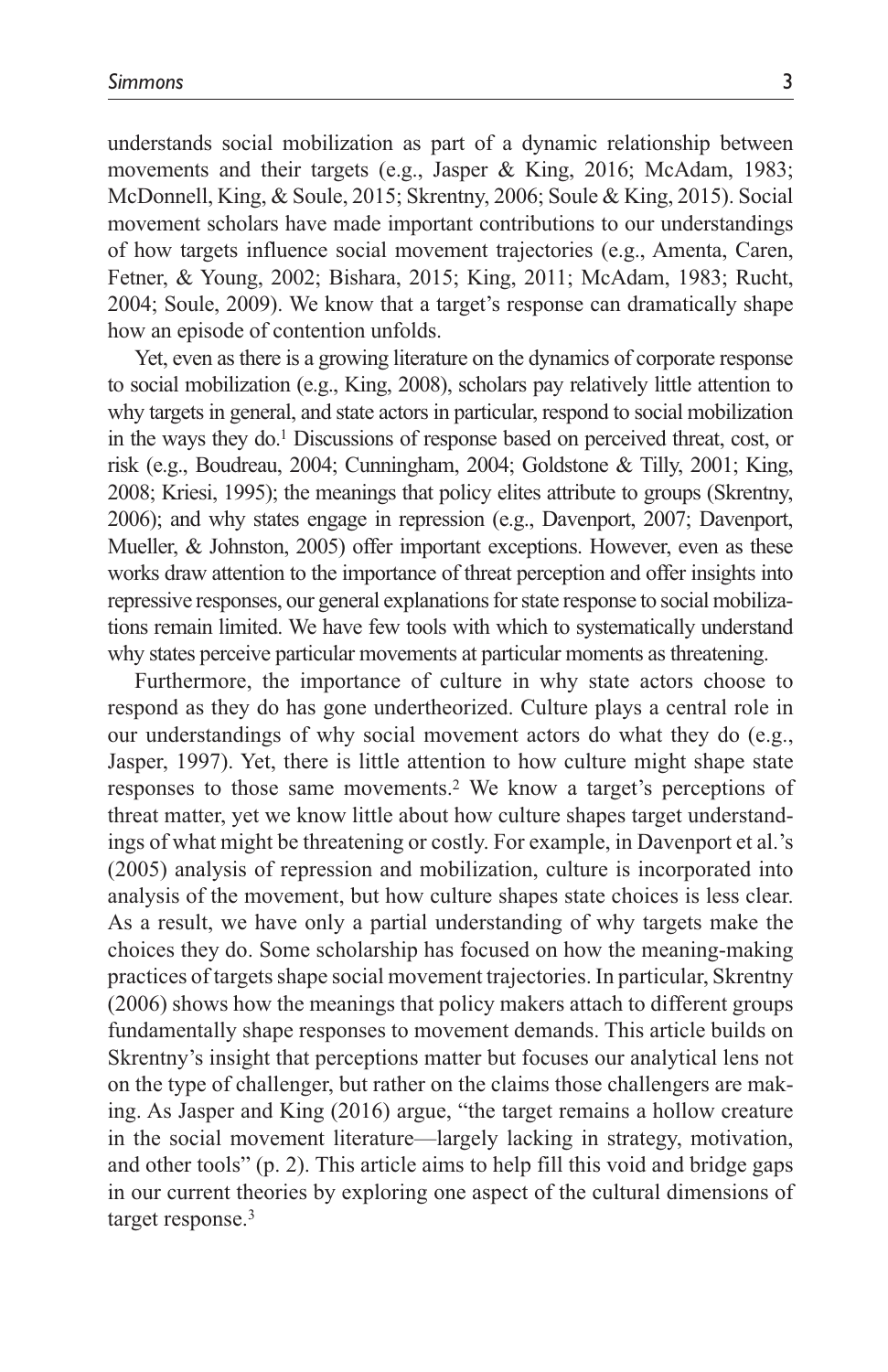understands social mobilization as part of a dynamic relationship between movements and their targets (e.g., Jasper & King, 2016; McAdam, 1983; McDonnell, King, & Soule, 2015; Skrentny, 2006; Soule & King, 2015). Social movement scholars have made important contributions to our understandings of how targets influence social movement trajectories (e.g., Amenta, Caren, Fetner, & Young, 2002; Bishara, 2015; King, 2011; McAdam, 1983; Rucht, 2004; Soule, 2009). We know that a target's response can dramatically shape how an episode of contention unfolds.

Yet, even as there is a growing literature on the dynamics of corporate response to social mobilization (e.g., King, 2008), scholars pay relatively little attention to why targets in general, and state actors in particular, respond to social mobilization in the ways they do.[1] Discussions of response based on perceived threat, cost, or risk (e.g., Boudreau, 2004; Cunningham, 2004; Goldstone & Tilly, 2001; King, 2008; Kriesi, 1995); the meanings that policy elites attribute to groups (Skrentny, 2006); and why states engage in repression (e.g., Davenport, 2007; Davenport, Mueller, & Johnston, 2005) offer important exceptions. However, even as these works draw attention to the importance of threat perception and offer insights into repressive responses, our general explanations for state response to social mobilizations remain limited. We have few tools with which to systematically understand why states perceive particular movements at particular moments as threatening.

Furthermore, the importance of culture in why state actors choose to respond as they do has gone undertheorized. Culture plays a central role in our understandings of why social movement actors do what they do (e.g., Jasper, 1997). Yet, there is little attention to how culture might shape state responses to those same movements.[2] We know a target's perceptions of threat matter, yet we know little about how culture shapes target understandings of what might be threatening or costly. For example, in Davenport et al.'s (2005) analysis of repression and mobilization, culture is incorporated into analysis of the movement, but how culture shapes state choices is less clear. As a result, we have only a partial understanding of why targets make the choices they do. Some scholarship has focused on how the meaning-making practices of targets shape social movement trajectories. In particular, Skrentny (2006) shows how the meanings that policy makers attach to different groups fundamentally shape responses to movement demands. This article builds on Skrentny's insight that perceptions matter but focuses our analytical lens not on the type of challenger, but rather on the claims those challengers are making. As Jasper and King (2016) argue, "the target remains a hollow creature in the social movement literature—largely lacking in strategy, motivation, and other tools" (p. 2). This article aims to help fill this void and bridge gaps in our current theories by exploring one aspect of the cultural dimensions of target response.[3]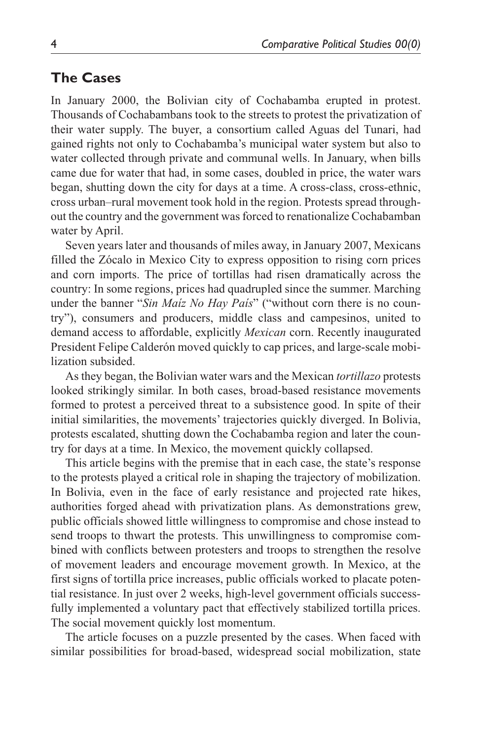## The Cases

In January 2000, the Bolivian city of Cochabamba erupted in protest. Thousands of Cochabambans took to the streets to protest the privatization of their water supply. The buyer, a consortium called Aguas del Tunari, had gained rights not only to Cochabamba's municipal water system but also to water collected through private and communal wells. In January, when bills came due for water that had, in some cases, doubled in price, the water wars began, shutting down the city for days at a time. A cross-class, cross-ethnic, cross urban–rural movement took hold in the region. Protests spread throughout the country and the government was forced to renationalize Cochabamban water by April.

Seven years later and thousands of miles away, in January 2007, Mexicans filled the Zócalo in Mexico City to express opposition to rising corn prices and corn imports. The price of tortillas had risen dramatically across the country: In some regions, prices had quadrupled since the summer. Marching under the banner "*Sin Maíz No Hay País*" ("without corn there is no country"), consumers and producers, middle class and campesinos, united to demand access to affordable, explicitly *Mexican* corn. Recently inaugurated President Felipe Calderón moved quickly to cap prices, and large-scale mobilization subsided.

As they began, the Bolivian water wars and the Mexican *tortillazo* protests looked strikingly similar. In both cases, broad-based resistance movements formed to protest a perceived threat to a subsistence good. In spite of their initial similarities, the movements' trajectories quickly diverged. In Bolivia, protests escalated, shutting down the Cochabamba region and later the country for days at a time. In Mexico, the movement quickly collapsed.

This article begins with the premise that in each case, the state's response to the protests played a critical role in shaping the trajectory of mobilization. In Bolivia, even in the face of early resistance and projected rate hikes, authorities forged ahead with privatization plans. As demonstrations grew, public officials showed little willingness to compromise and chose instead to send troops to thwart the protests. This unwillingness to compromise combined with conflicts between protesters and troops to strengthen the resolve of movement leaders and encourage movement growth. In Mexico, at the first signs of tortilla price increases, public officials worked to placate potential resistance. In just over 2 weeks, high-level government officials successfully implemented a voluntary pact that effectively stabilized tortilla prices. The social movement quickly lost momentum.

The article focuses on a puzzle presented by the cases. When faced with similar possibilities for broad-based, widespread social mobilization, state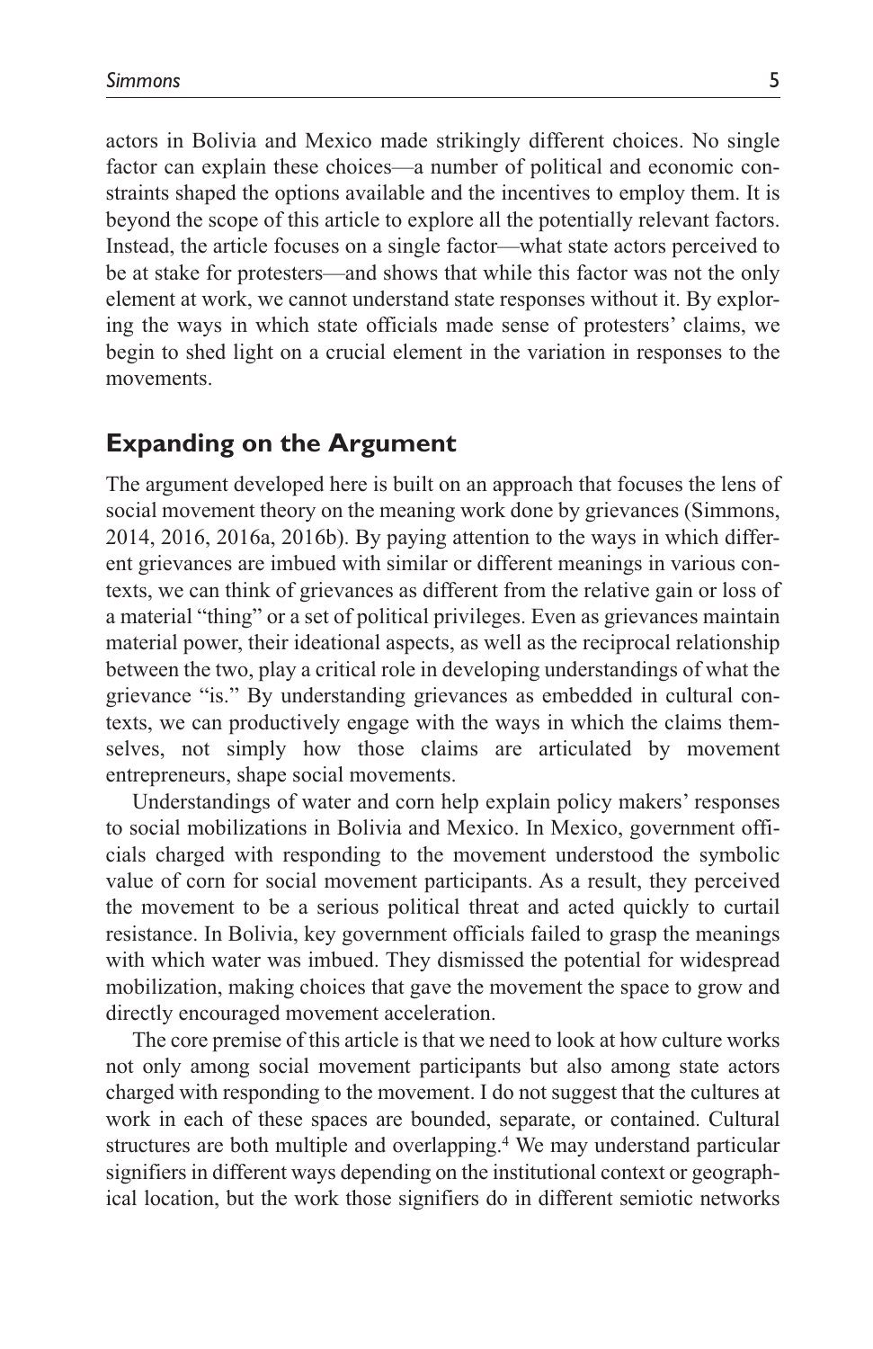actors in Bolivia and Mexico made strikingly different choices. No single factor can explain these choices—a number of political and economic constraints shaped the options available and the incentives to employ them. It is beyond the scope of this article to explore all the potentially relevant factors. Instead, the article focuses on a single factor—what state actors perceived to be at stake for protesters—and shows that while this factor was not the only element at work, we cannot understand state responses without it. By exploring the ways in which state officials made sense of protesters' claims, we begin to shed light on a crucial element in the variation in responses to the movements.

## Expanding on the Argument

The argument developed here is built on an approach that focuses the lens of social movement theory on the meaning work done by grievances (Simmons, 2014, 2016, 2016a, 2016b). By paying attention to the ways in which different grievances are imbued with similar or different meanings in various contexts, we can think of grievances as different from the relative gain or loss of a material "thing" or a set of political privileges. Even as grievances maintain material power, their ideational aspects, as well as the reciprocal relationship between the two, play a critical role in developing understandings of what the grievance "is." By understanding grievances as embedded in cultural contexts, we can productively engage with the ways in which the claims themselves, not simply how those claims are articulated by movement entrepreneurs, shape social movements.

Understandings of water and corn help explain policy makers' responses to social mobilizations in Bolivia and Mexico. In Mexico, government officials charged with responding to the movement understood the symbolic value of corn for social movement participants. As a result, they perceived the movement to be a serious political threat and acted quickly to curtail resistance. In Bolivia, key government officials failed to grasp the meanings with which water was imbued. They dismissed the potential for widespread mobilization, making choices that gave the movement the space to grow and directly encouraged movement acceleration.

The core premise of this article is that we need to look at how culture works not only among social movement participants but also among state actors charged with responding to the movement. I do not suggest that the cultures at work in each of these spaces are bounded, separate, or contained. Cultural structures are both multiple and overlapping.[4] We may understand particular signifiers in different ways depending on the institutional context or geographical location, but the work those signifiers do in different semiotic networks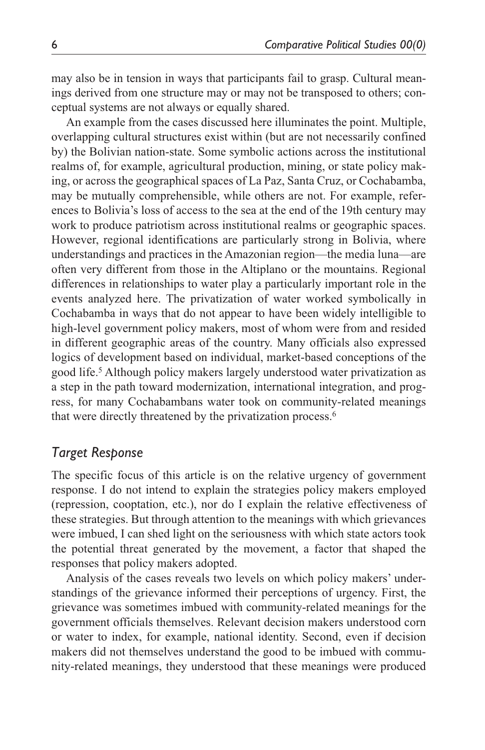may also be in tension in ways that participants fail to grasp. Cultural meanings derived from one structure may or may not be transposed to others; conceptual systems are not always or equally shared.

An example from the cases discussed here illuminates the point. Multiple, overlapping cultural structures exist within (but are not necessarily confined by) the Bolivian nation-state. Some symbolic actions across the institutional realms of, for example, agricultural production, mining, or state policy making, or across the geographical spaces of La Paz, Santa Cruz, or Cochabamba, may be mutually comprehensible, while others are not. For example, references to Bolivia's loss of access to the sea at the end of the 19th century may work to produce patriotism across institutional realms or geographic spaces. However, regional identifications are particularly strong in Bolivia, where understandings and practices in the Amazonian region—the media luna—are often very different from those in the Altiplano or the mountains. Regional differences in relationships to water play a particularly important role in the events analyzed here. The privatization of water worked symbolically in Cochabamba in ways that do not appear to have been widely intelligible to high-level government policy makers, most of whom were from and resided in different geographic areas of the country. Many officials also expressed logics of development based on individual, market-based conceptions of the good life.[5] Although policy makers largely understood water privatization as a step in the path toward modernization, international integration, and progress, for many Cochabambans water took on community-related meanings that were directly threatened by the privatization process.[6]

## *Target Response*

The specific focus of this article is on the relative urgency of government response. I do not intend to explain the strategies policy makers employed (repression, cooptation, etc.), nor do I explain the relative effectiveness of these strategies. But through attention to the meanings with which grievances were imbued, I can shed light on the seriousness with which state actors took the potential threat generated by the movement, a factor that shaped the responses that policy makers adopted.

Analysis of the cases reveals two levels on which policy makers' understandings of the grievance informed their perceptions of urgency. First, the grievance was sometimes imbued with community-related meanings for the government officials themselves. Relevant decision makers understood corn or water to index, for example, national identity. Second, even if decision makers did not themselves understand the good to be imbued with community-related meanings, they understood that these meanings were produced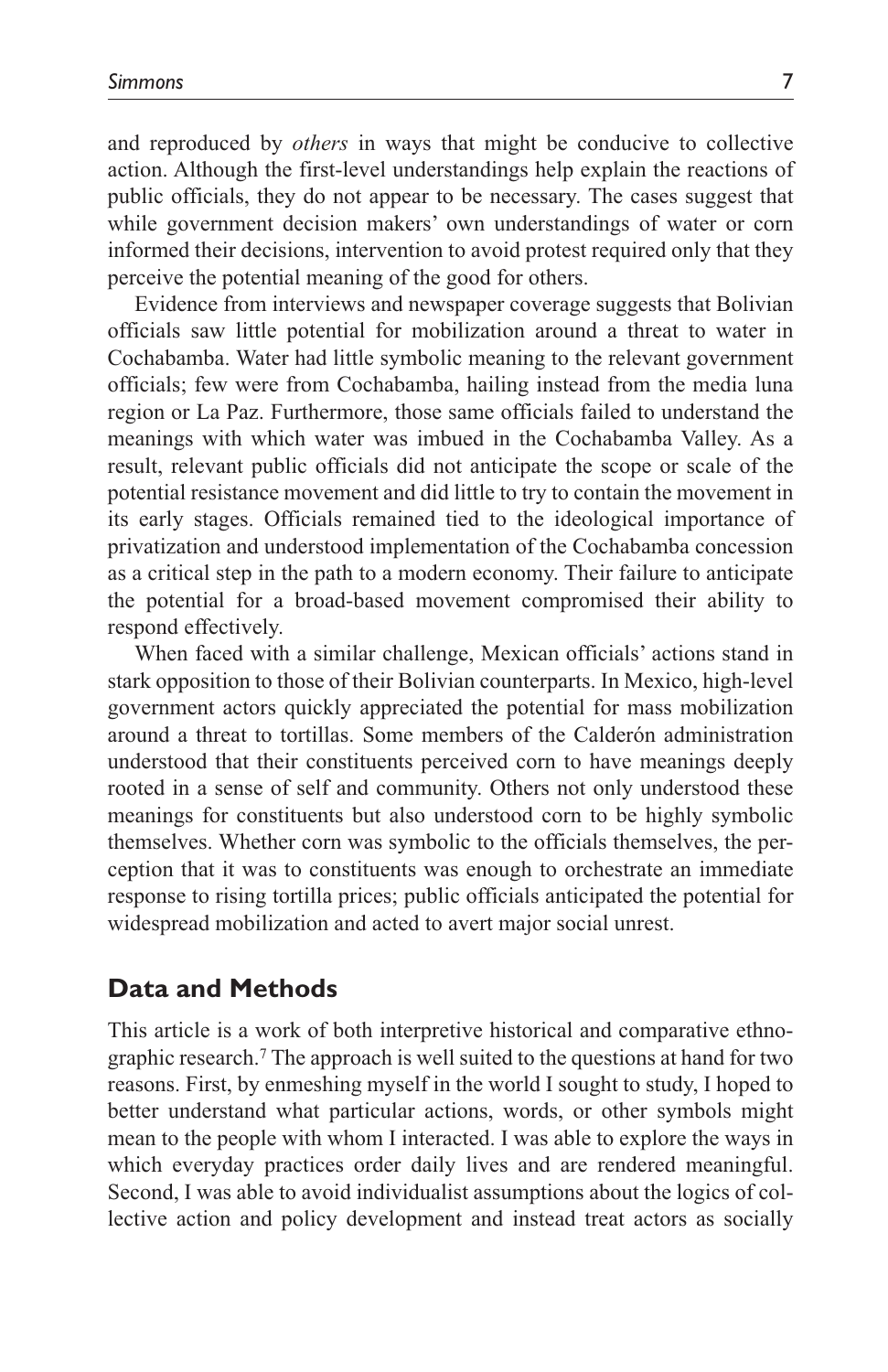and reproduced by *others* in ways that might be conducive to collective action. Although the first-level understandings help explain the reactions of public officials, they do not appear to be necessary. The cases suggest that while government decision makers' own understandings of water or corn informed their decisions, intervention to avoid protest required only that they perceive the potential meaning of the good for others.

Evidence from interviews and newspaper coverage suggests that Bolivian officials saw little potential for mobilization around a threat to water in Cochabamba. Water had little symbolic meaning to the relevant government officials; few were from Cochabamba, hailing instead from the media luna region or La Paz. Furthermore, those same officials failed to understand the meanings with which water was imbued in the Cochabamba Valley. As a result, relevant public officials did not anticipate the scope or scale of the potential resistance movement and did little to try to contain the movement in its early stages. Officials remained tied to the ideological importance of privatization and understood implementation of the Cochabamba concession as a critical step in the path to a modern economy. Their failure to anticipate the potential for a broad-based movement compromised their ability to respond effectively.

When faced with a similar challenge, Mexican officials' actions stand in stark opposition to those of their Bolivian counterparts. In Mexico, high-level government actors quickly appreciated the potential for mass mobilization around a threat to tortillas. Some members of the Calderón administration understood that their constituents perceived corn to have meanings deeply rooted in a sense of self and community. Others not only understood these meanings for constituents but also understood corn to be highly symbolic themselves. Whether corn was symbolic to the officials themselves, the perception that it was to constituents was enough to orchestrate an immediate response to rising tortilla prices; public officials anticipated the potential for widespread mobilization and acted to avert major social unrest.

## Data and Methods

This article is a work of both interpretive historical and comparative ethnographic research.[7] The approach is well suited to the questions at hand for two reasons. First, by enmeshing myself in the world I sought to study, I hoped to better understand what particular actions, words, or other symbols might mean to the people with whom I interacted. I was able to explore the ways in which everyday practices order daily lives and are rendered meaningful. Second, I was able to avoid individualist assumptions about the logics of collective action and policy development and instead treat actors as socially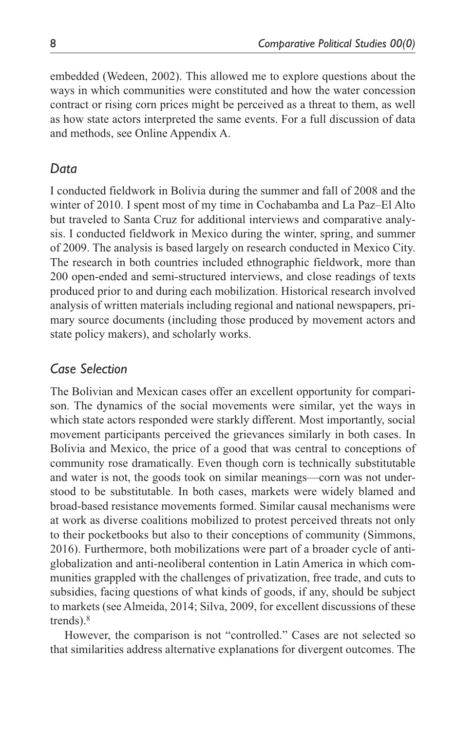embedded (Wedeen, 2002). This allowed me to explore questions about the ways in which communities were constituted and how the water concession contract or rising corn prices might be perceived as a threat to them, as well as how state actors interpreted the same events. For a full discussion of data and methods, see Online Appendix A.

### *Data*

I conducted fieldwork in Bolivia during the summer and fall of 2008 and the winter of 2010. I spent most of my time in Cochabamba and La Paz–El Alto but traveled to Santa Cruz for additional interviews and comparative analysis. I conducted fieldwork in Mexico during the winter, spring, and summer of 2009. The analysis is based largely on research conducted in Mexico City. The research in both countries included ethnographic fieldwork, more than 200 open-ended and semi-structured interviews, and close readings of texts produced prior to and during each mobilization. Historical research involved analysis of written materials including regional and national newspapers, primary source documents (including those produced by movement actors and state policy makers), and scholarly works.

### *Case Selection*

The Bolivian and Mexican cases offer an excellent opportunity for comparison. The dynamics of the social movements were similar, yet the ways in which state actors responded were starkly different. Most importantly, social movement participants perceived the grievances similarly in both cases. In Bolivia and Mexico, the price of a good that was central to conceptions of community rose dramatically. Even though corn is technically substitutable and water is not, the goods took on similar meanings—corn was not understood to be substitutable. In both cases, markets were widely blamed and broad-based resistance movements formed. Similar causal mechanisms were at work as diverse coalitions mobilized to protest perceived threats not only to their pocketbooks but also to their conceptions of community (Simmons, 2016). Furthermore, both mobilizations were part of a broader cycle of anti-globalization and anti-neoliberal contention in Latin America in which communities grappled with the challenges of privatization, free trade, and cuts to subsidies, facing questions of what kinds of goods, if any, should be subject to markets (see Almeida, 2014; Silva, 2009, for excellent discussions of these trends).[8]

However, the comparison is not "controlled." Cases are not selected so that similarities address alternative explanations for divergent outcomes. The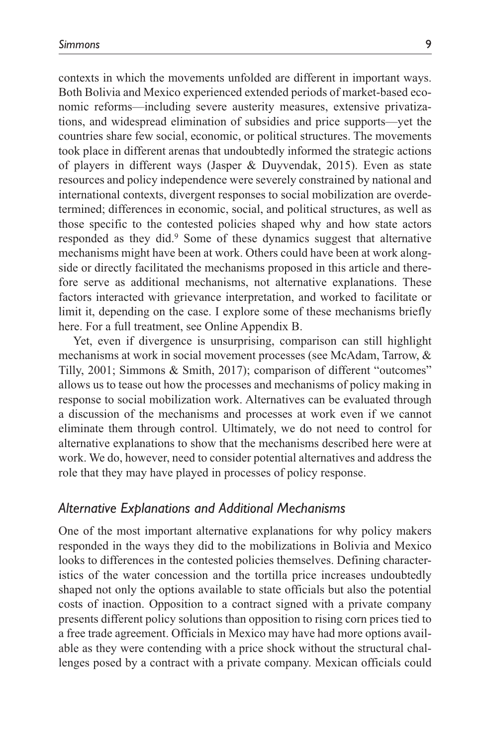contexts in which the movements unfolded are different in important ways. Both Bolivia and Mexico experienced extended periods of market-based economic reforms—including severe austerity measures, extensive privatizations, and widespread elimination of subsidies and price supports—yet the countries share few social, economic, or political structures. The movements took place in different arenas that undoubtedly informed the strategic actions of players in different ways (Jasper & Duyvendak, 2015). Even as state resources and policy independence were severely constrained by national and international contexts, divergent responses to social mobilization are overdetermined; differences in economic, social, and political structures, as well as those specific to the contested policies shaped why and how state actors responded as they did.[9] Some of these dynamics suggest that alternative mechanisms might have been at work. Others could have been at work alongside or directly facilitated the mechanisms proposed in this article and therefore serve as additional mechanisms, not alternative explanations. These factors interacted with grievance interpretation, and worked to facilitate or limit it, depending on the case. I explore some of these mechanisms briefly here. For a full treatment, see Online Appendix B.

Yet, even if divergence is unsurprising, comparison can still highlight mechanisms at work in social movement processes (see McAdam, Tarrow, & Tilly, 2001; Simmons & Smith, 2017); comparison of different "outcomes" allows us to tease out how the processes and mechanisms of policy making in response to social mobilization work. Alternatives can be evaluated through a discussion of the mechanisms and processes at work even if we cannot eliminate them through control. Ultimately, we do not need to control for alternative explanations to show that the mechanisms described here were at work. We do, however, need to consider potential alternatives and address the role that they may have played in processes of policy response.

## *Alternative Explanations and Additional Mechanisms*

One of the most important alternative explanations for why policy makers responded in the ways they did to the mobilizations in Bolivia and Mexico looks to differences in the contested policies themselves. Defining characteristics of the water concession and the tortilla price increases undoubtedly shaped not only the options available to state officials but also the potential costs of inaction. Opposition to a contract signed with a private company presents different policy solutions than opposition to rising corn prices tied to a free trade agreement. Officials in Mexico may have had more options available as they were contending with a price shock without the structural challenges posed by a contract with a private company. Mexican officials could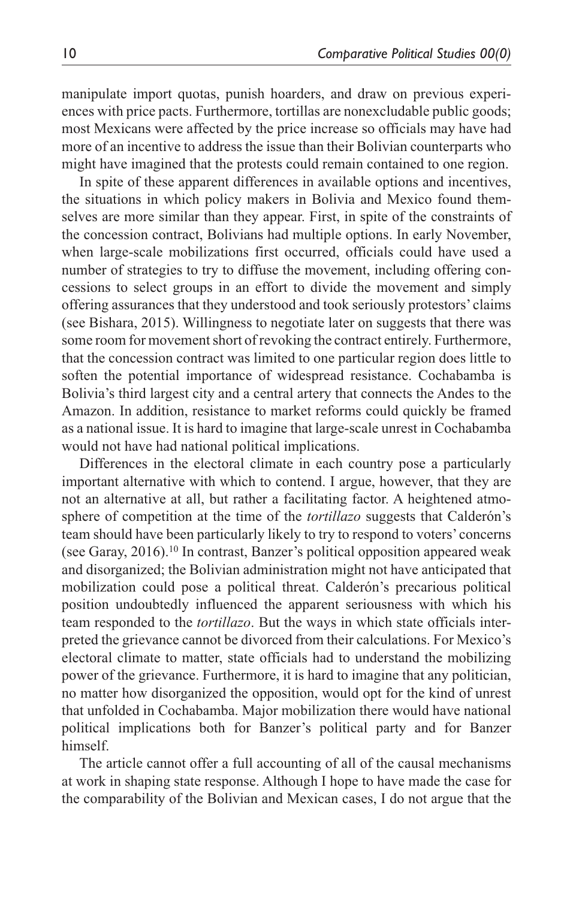manipulate import quotas, punish hoarders, and draw on previous experiences with price pacts. Furthermore, tortillas are nonexcludable public goods; most Mexicans were affected by the price increase so officials may have had more of an incentive to address the issue than their Bolivian counterparts who might have imagined that the protests could remain contained to one region.

In spite of these apparent differences in available options and incentives, the situations in which policy makers in Bolivia and Mexico found themselves are more similar than they appear. First, in spite of the constraints of the concession contract, Bolivians had multiple options. In early November, when large-scale mobilizations first occurred, officials could have used a number of strategies to try to diffuse the movement, including offering concessions to select groups in an effort to divide the movement and simply offering assurances that they understood and took seriously protestors' claims (see Bishara, 2015). Willingness to negotiate later on suggests that there was some room for movement short of revoking the contract entirely. Furthermore, that the concession contract was limited to one particular region does little to soften the potential importance of widespread resistance. Cochabamba is Bolivia's third largest city and a central artery that connects the Andes to the Amazon. In addition, resistance to market reforms could quickly be framed as a national issue. It is hard to imagine that large-scale unrest in Cochabamba would not have had national political implications.

Differences in the electoral climate in each country pose a particularly important alternative with which to contend. I argue, however, that they are not an alternative at all, but rather a facilitating factor. A heightened atmosphere of competition at the time of the *tortillazo* suggests that Calderón's team should have been particularly likely to try to respond to voters' concerns (see Garay, 2016).[10] In contrast, Banzer's political opposition appeared weak and disorganized; the Bolivian administration might not have anticipated that mobilization could pose a political threat. Calderón's precarious political position undoubtedly influenced the apparent seriousness with which his team responded to the *tortillazo*. But the ways in which state officials interpreted the grievance cannot be divorced from their calculations. For Mexico's electoral climate to matter, state officials had to understand the mobilizing power of the grievance. Furthermore, it is hard to imagine that any politician, no matter how disorganized the opposition, would opt for the kind of unrest that unfolded in Cochabamba. Major mobilization there would have national political implications both for Banzer's political party and for Banzer himself.

The article cannot offer a full accounting of all of the causal mechanisms at work in shaping state response. Although I hope to have made the case for the comparability of the Bolivian and Mexican cases, I do not argue that the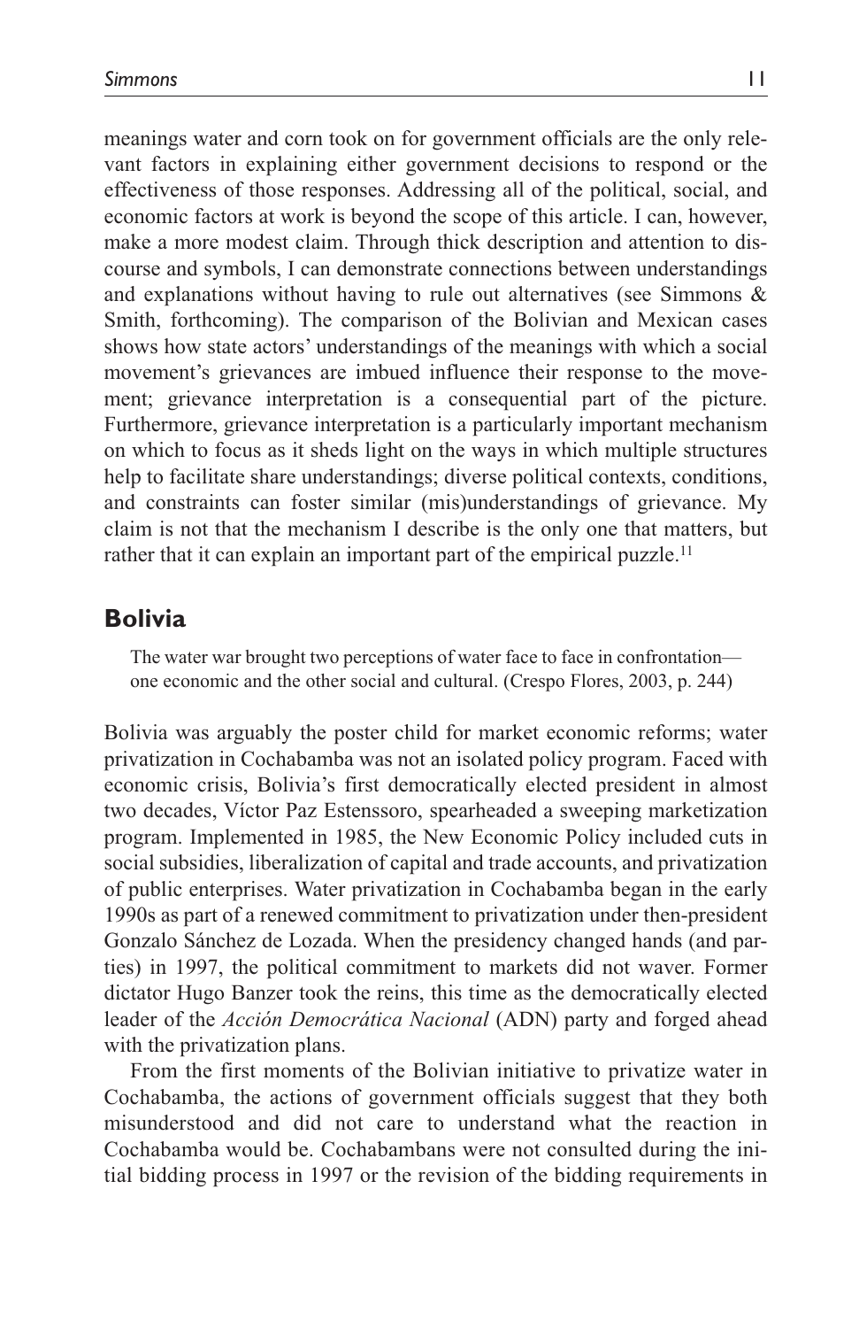meanings water and corn took on for government officials are the only relevant factors in explaining either government decisions to respond or the effectiveness of those responses. Addressing all of the political, social, and economic factors at work is beyond the scope of this article. I can, however, make a more modest claim. Through thick description and attention to discourse and symbols, I can demonstrate connections between understandings and explanations without having to rule out alternatives (see Simmons & Smith, forthcoming). The comparison of the Bolivian and Mexican cases shows how state actors' understandings of the meanings with which a social movement's grievances are imbued influence their response to the movement; grievance interpretation is a consequential part of the picture. Furthermore, grievance interpretation is a particularly important mechanism on which to focus as it sheds light on the ways in which multiple structures help to facilitate share understandings; diverse political contexts, conditions, and constraints can foster similar (mis)understandings of grievance. My claim is not that the mechanism I describe is the only one that matters, but rather that it can explain an important part of the empirical puzzle.[11]

## Bolivia

> The water war brought two perceptions of water face to face in confrontation—one economic and the other social and cultural. (Crespo Flores, 2003, p. 244)

Bolivia was arguably the poster child for market economic reforms; water privatization in Cochabamba was not an isolated policy program. Faced with economic crisis, Bolivia's first democratically elected president in almost two decades, Víctor Paz Estenssoro, spearheaded a sweeping marketization program. Implemented in 1985, the New Economic Policy included cuts in social subsidies, liberalization of capital and trade accounts, and privatization of public enterprises. Water privatization in Cochabamba began in the early 1990s as part of a renewed commitment to privatization under then-president Gonzalo Sánchez de Lozada. When the presidency changed hands (and parties) in 1997, the political commitment to markets did not waver. Former dictator Hugo Banzer took the reins, this time as the democratically elected leader of the *Acción Democrática Nacional* (ADN) party and forged ahead with the privatization plans.

From the first moments of the Bolivian initiative to privatize water in Cochabamba, the actions of government officials suggest that they both misunderstood and did not care to understand what the reaction in Cochabamba would be. Cochabambans were not consulted during the initial bidding process in 1997 or the revision of the bidding requirements in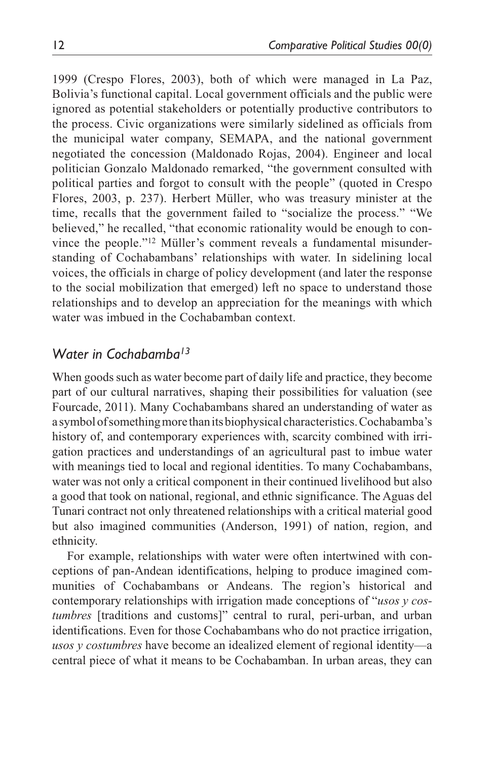1999 (Crespo Flores, 2003), both of which were managed in La Paz, Bolivia's functional capital. Local government officials and the public were ignored as potential stakeholders or potentially productive contributors to the process. Civic organizations were similarly sidelined as officials from the municipal water company, SEMAPA, and the national government negotiated the concession (Maldonado Rojas, 2004). Engineer and local politician Gonzalo Maldonado remarked, "the government consulted with political parties and forgot to consult with the people" (quoted in Crespo Flores, 2003, p. 237). Herbert Müller, who was treasury minister at the time, recalls that the government failed to "socialize the process." "We believed," he recalled, "that economic rationality would be enough to convince the people."[12] Müller's comment reveals a fundamental misunderstanding of Cochabambans' relationships with water. In sidelining local voices, the officials in charge of policy development (and later the response to the social mobilization that emerged) left no space to understand those relationships and to develop an appreciation for the meanings with which water was imbued in the Cochabamban context.

## *Water in Cochabamba*[13]

When goods such as water become part of daily life and practice, they become part of our cultural narratives, shaping their possibilities for valuation (see Fourcade, 2011). Many Cochabambans shared an understanding of water as a symbol of something more than its biophysical characteristics. Cochabamba's history of, and contemporary experiences with, scarcity combined with irrigation practices and understandings of an agricultural past to imbue water with meanings tied to local and regional identities. To many Cochabambans, water was not only a critical component in their continued livelihood but also a good that took on national, regional, and ethnic significance. The Aguas del Tunari contract not only threatened relationships with a critical material good but also imagined communities (Anderson, 1991) of nation, region, and ethnicity.

For example, relationships with water were often intertwined with conceptions of pan-Andean identifications, helping to produce imagined communities of Cochabambans or Andeans. The region's historical and contemporary relationships with irrigation made conceptions of "*usos y costumbres* [traditions and customs]" central to rural, peri-urban, and urban identifications. Even for those Cochabambans who do not practice irrigation, *usos y costumbres* have become an idealized element of regional identity—a central piece of what it means to be Cochabamban. In urban areas, they can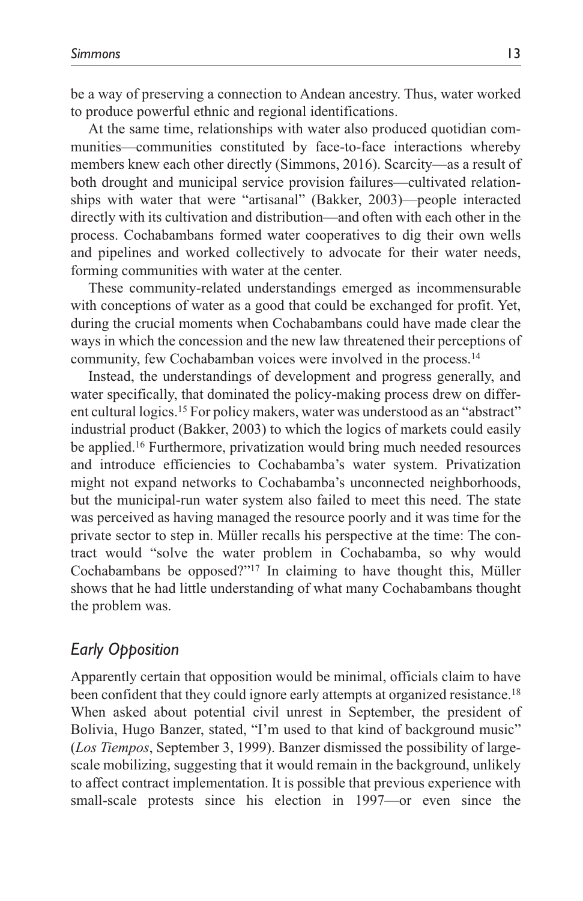be a way of preserving a connection to Andean ancestry. Thus, water worked to produce powerful ethnic and regional identifications.

At the same time, relationships with water also produced quotidian communities—communities constituted by face-to-face interactions whereby members knew each other directly (Simmons, 2016). Scarcity—as a result of both drought and municipal service provision failures—cultivated relationships with water that were "artisanal" (Bakker, 2003)—people interacted directly with its cultivation and distribution—and often with each other in the process. Cochabambans formed water cooperatives to dig their own wells and pipelines and worked collectively to advocate for their water needs, forming communities with water at the center.

These community-related understandings emerged as incommensurable with conceptions of water as a good that could be exchanged for profit. Yet, during the crucial moments when Cochabambans could have made clear the ways in which the concession and the new law threatened their perceptions of community, few Cochabamban voices were involved in the process.[14]

Instead, the understandings of development and progress generally, and water specifically, that dominated the policy-making process drew on different cultural logics.[15] For policy makers, water was understood as an "abstract" industrial product (Bakker, 2003) to which the logics of markets could easily be applied.[16] Furthermore, privatization would bring much needed resources and introduce efficiencies to Cochabamba's water system. Privatization might not expand networks to Cochabamba's unconnected neighborhoods, but the municipal-run water system also failed to meet this need. The state was perceived as having managed the resource poorly and it was time for the private sector to step in. Müller recalls his perspective at the time: The contract would "solve the water problem in Cochabamba, so why would Cochabambans be opposed?"[17] In claiming to have thought this, Müller shows that he had little understanding of what many Cochabambans thought the problem was.

## *Early Opposition*

Apparently certain that opposition would be minimal, officials claim to have been confident that they could ignore early attempts at organized resistance.[18] When asked about potential civil unrest in September, the president of Bolivia, Hugo Banzer, stated, "I'm used to that kind of background music" (*Los Tiempos*, September 3, 1999). Banzer dismissed the possibility of large-scale mobilizing, suggesting that it would remain in the background, unlikely to affect contract implementation. It is possible that previous experience with small-scale protests since his election in 1997—or even since the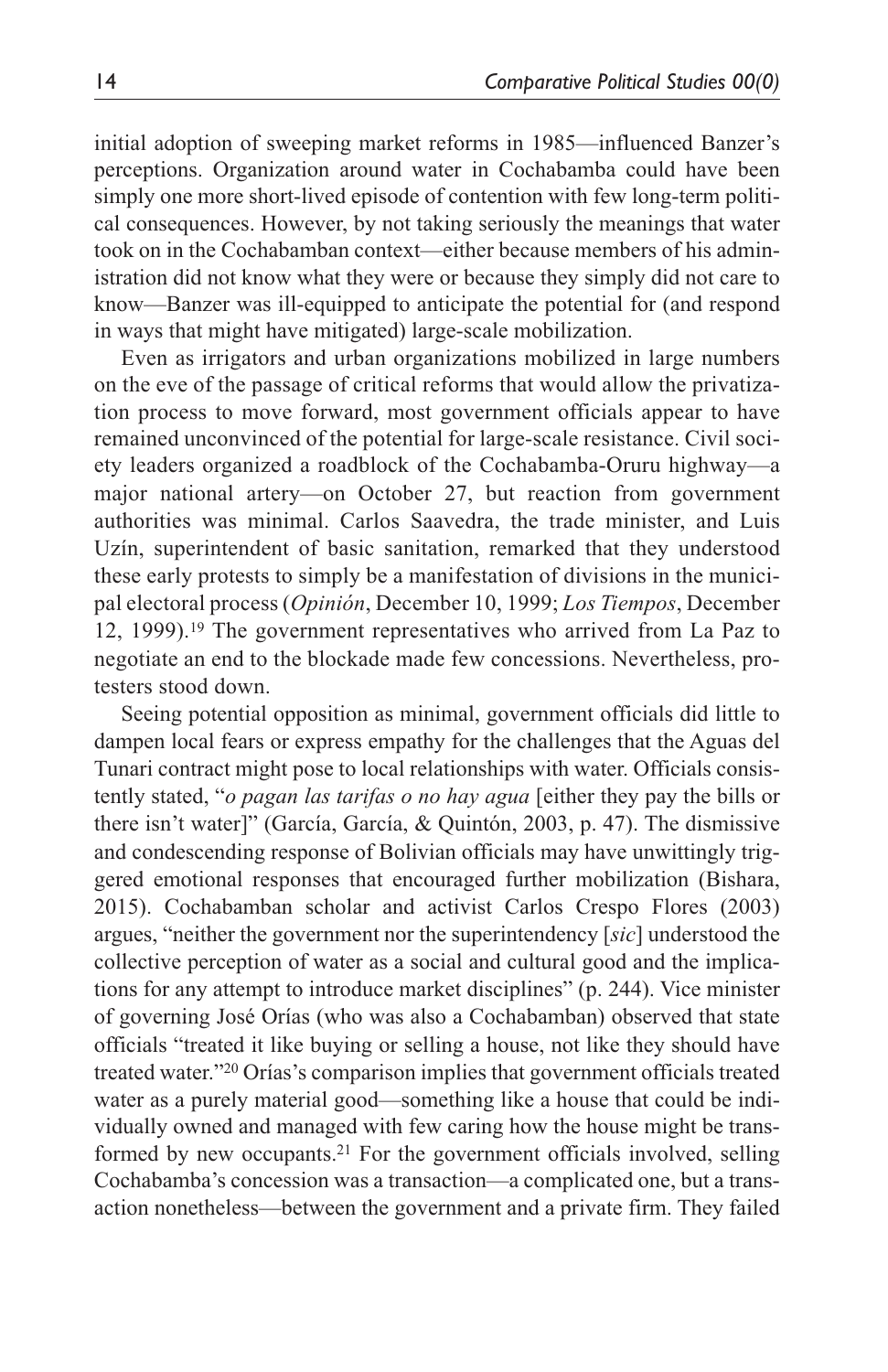initial adoption of sweeping market reforms in 1985—influenced Banzer's perceptions. Organization around water in Cochabamba could have been simply one more short-lived episode of contention with few long-term political consequences. However, by not taking seriously the meanings that water took on in the Cochabamban context—either because members of his administration did not know what they were or because they simply did not care to know—Banzer was ill-equipped to anticipate the potential for (and respond in ways that might have mitigated) large-scale mobilization.

Even as irrigators and urban organizations mobilized in large numbers on the eve of the passage of critical reforms that would allow the privatization process to move forward, most government officials appear to have remained unconvinced of the potential for large-scale resistance. Civil society leaders organized a roadblock of the Cochabamba-Oruru highway—a major national artery—on October 27, but reaction from government authorities was minimal. Carlos Saavedra, the trade minister, and Luis Uzín, superintendent of basic sanitation, remarked that they understood these early protests to simply be a manifestation of divisions in the municipal electoral process (*Opinión*, December 10, 1999; *Los Tiempos*, December 12, 1999).[19] The government representatives who arrived from La Paz to negotiate an end to the blockade made few concessions. Nevertheless, protesters stood down.

Seeing potential opposition as minimal, government officials did little to dampen local fears or express empathy for the challenges that the Aguas del Tunari contract might pose to local relationships with water. Officials consistently stated, "*o pagan las tarifas o no hay agua* [either they pay the bills or there isn't water]" (García, García, & Quintón, 2003, p. 47). The dismissive and condescending response of Bolivian officials may have unwittingly triggered emotional responses that encouraged further mobilization (Bishara, 2015). Cochabamban scholar and activist Carlos Crespo Flores (2003) argues, "neither the government nor the superintendency [*sic*] understood the collective perception of water as a social and cultural good and the implications for any attempt to introduce market disciplines" (p. 244). Vice minister of governing José Orías (who was also a Cochabamban) observed that state officials "treated it like buying or selling a house, not like they should have treated water."[20] Orías's comparison implies that government officials treated water as a purely material good—something like a house that could be individually owned and managed with few caring how the house might be transformed by new occupants.[21] For the government officials involved, selling Cochabamba's concession was a transaction—a complicated one, but a transaction nonetheless—between the government and a private firm. They failed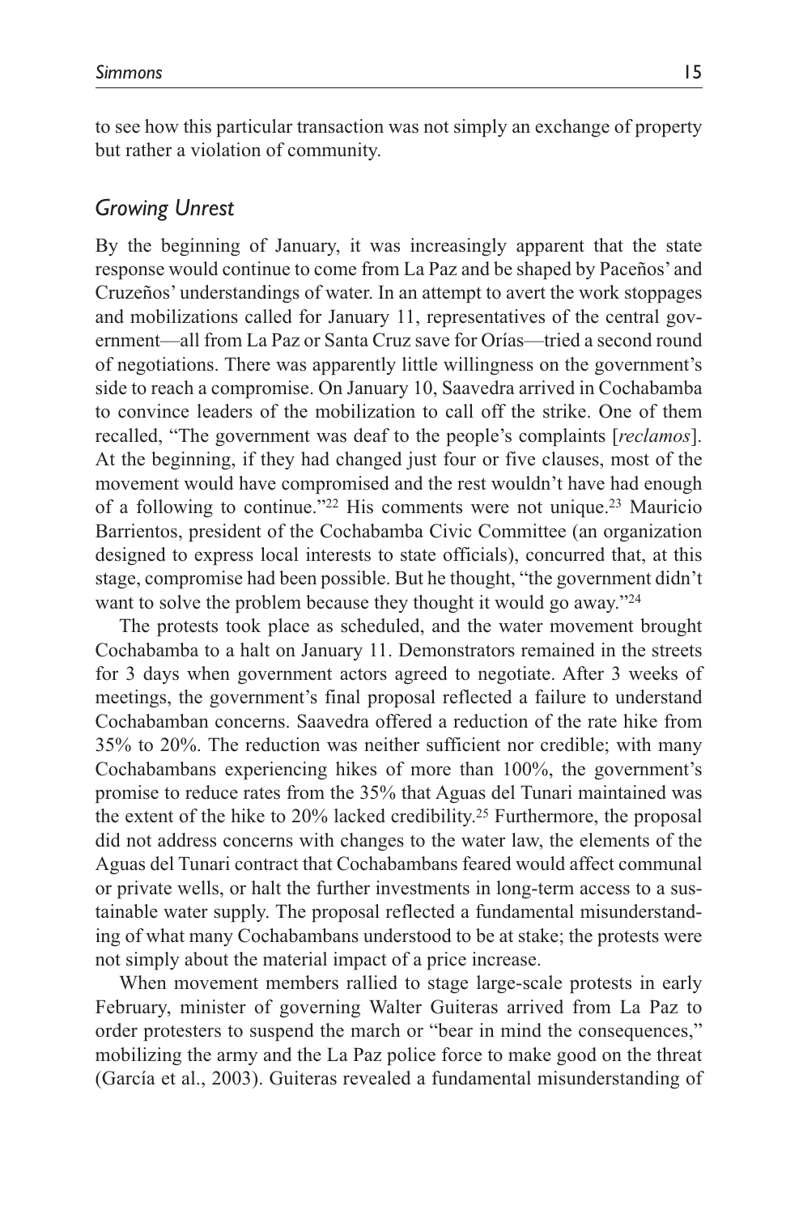to see how this particular transaction was not simply an exchange of property but rather a violation of community.

## *Growing Unrest*

By the beginning of January, it was increasingly apparent that the state response would continue to come from La Paz and be shaped by Paceños' and Cruzeños' understandings of water. In an attempt to avert the work stoppages and mobilizations called for January 11, representatives of the central government—all from La Paz or Santa Cruz save for Orías—tried a second round of negotiations. There was apparently little willingness on the government's side to reach a compromise. On January 10, Saavedra arrived in Cochabamba to convince leaders of the mobilization to call off the strike. One of them recalled, "The government was deaf to the people's complaints [*reclamos*]. At the beginning, if they had changed just four or five clauses, most of the movement would have compromised and the rest wouldn't have had enough of a following to continue."[22] His comments were not unique.[23] Mauricio Barrientos, president of the Cochabamba Civic Committee (an organization designed to express local interests to state officials), concurred that, at this stage, compromise had been possible. But he thought, "the government didn't want to solve the problem because they thought it would go away."[24]

The protests took place as scheduled, and the water movement brought Cochabamba to a halt on January 11. Demonstrators remained in the streets for 3 days when government actors agreed to negotiate. After 3 weeks of meetings, the government's final proposal reflected a failure to understand Cochabamban concerns. Saavedra offered a reduction of the rate hike from 35% to 20%. The reduction was neither sufficient nor credible; with many Cochabambans experiencing hikes of more than 100%, the government's promise to reduce rates from the 35% that Aguas del Tunari maintained was the extent of the hike to 20% lacked credibility.[25] Furthermore, the proposal did not address concerns with changes to the water law, the elements of the Aguas del Tunari contract that Cochabambans feared would affect communal or private wells, or halt the further investments in long-term access to a sustainable water supply. The proposal reflected a fundamental misunderstanding of what many Cochabambans understood to be at stake; the protests were not simply about the material impact of a price increase.

When movement members rallied to stage large-scale protests in early February, minister of governing Walter Guiteras arrived from La Paz to order protesters to suspend the march or "bear in mind the consequences," mobilizing the army and the La Paz police force to make good on the threat (García et al., 2003). Guiteras revealed a fundamental misunderstanding of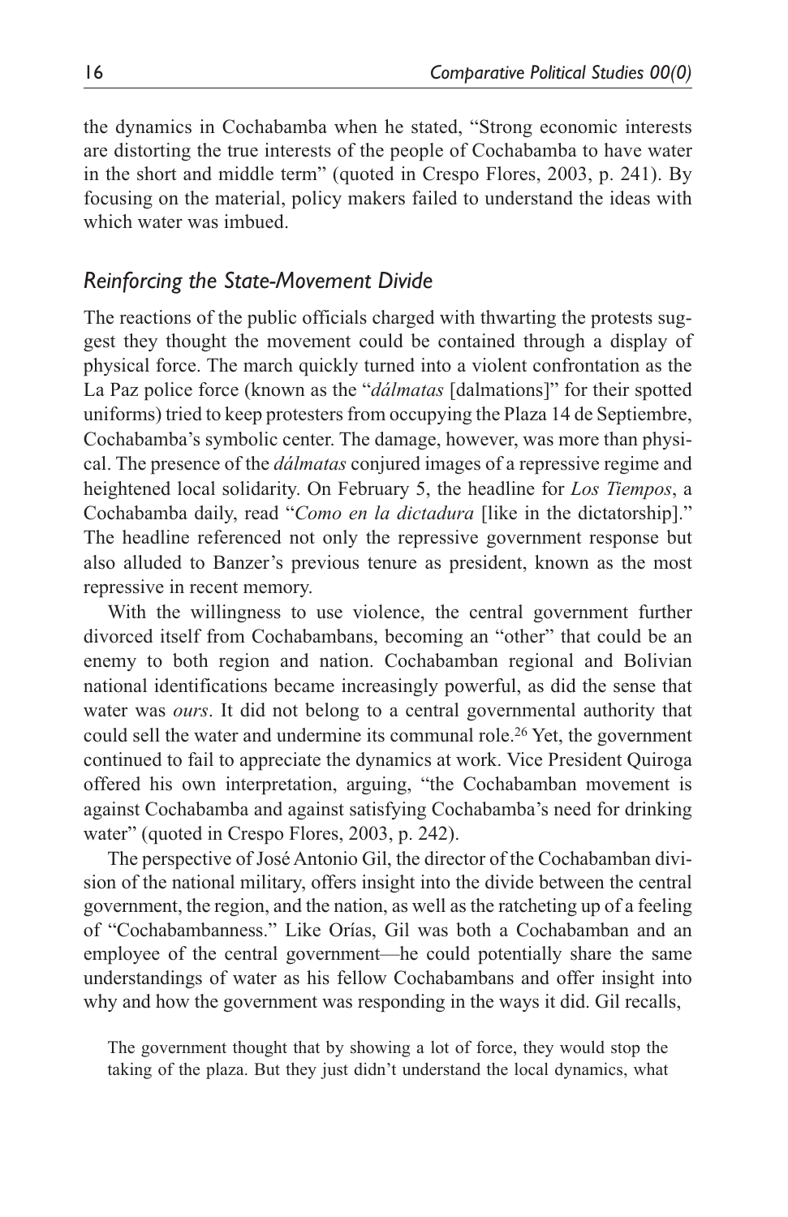the dynamics in Cochabamba when he stated, "Strong economic interests are distorting the true interests of the people of Cochabamba to have water in the short and middle term" (quoted in Crespo Flores, 2003, p. 241). By focusing on the material, policy makers failed to understand the ideas with which water was imbued.

### *Reinforcing the State-Movement Divide*

The reactions of the public officials charged with thwarting the protests suggest they thought the movement could be contained through a display of physical force. The march quickly turned into a violent confrontation as the La Paz police force (known as the "*dálmatas* [dalmations]" for their spotted uniforms) tried to keep protesters from occupying the Plaza 14 de Septiembre, Cochabamba's symbolic center. The damage, however, was more than physical. The presence of the *dálmatas* conjured images of a repressive regime and heightened local solidarity. On February 5, the headline for *Los Tiempos*, a Cochabamba daily, read "*Como en la dictadura* [like in the dictatorship]." The headline referenced not only the repressive government response but also alluded to Banzer's previous tenure as president, known as the most repressive in recent memory.

With the willingness to use violence, the central government further divorced itself from Cochabambans, becoming an "other" that could be an enemy to both region and nation. Cochabamban regional and Bolivian national identifications became increasingly powerful, as did the sense that water was *ours*. It did not belong to a central governmental authority that could sell the water and undermine its communal role.[26] Yet, the government continued to fail to appreciate the dynamics at work. Vice President Quiroga offered his own interpretation, arguing, "the Cochabamban movement is against Cochabamba and against satisfying Cochabamba's need for drinking water" (quoted in Crespo Flores, 2003, p. 242).

The perspective of José Antonio Gil, the director of the Cochabamban division of the national military, offers insight into the divide between the central government, the region, and the nation, as well as the ratcheting up of a feeling of "Cochabambanness." Like Orías, Gil was both a Cochabamban and an employee of the central government—he could potentially share the same understandings of water as his fellow Cochabambans and offer insight into why and how the government was responding in the ways it did. Gil recalls,

> The government thought that by showing a lot of force, they would stop the taking of the plaza. But they just didn't understand the local dynamics, what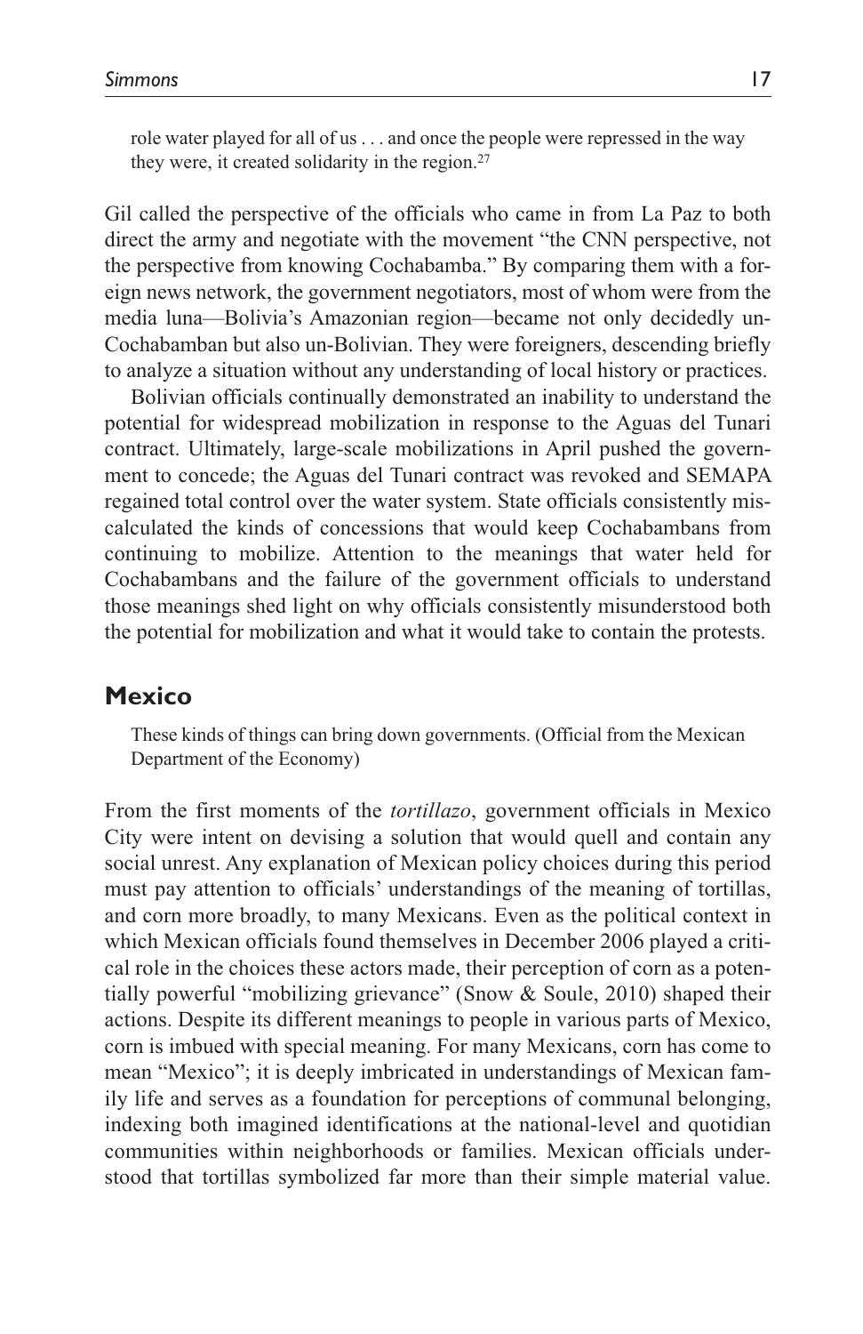> role water played for all of us . . . and once the people were repressed in the way they were, it created solidarity in the region.[27]

Gil called the perspective of the officials who came in from La Paz to both direct the army and negotiate with the movement "the CNN perspective, not the perspective from knowing Cochabamba." By comparing them with a foreign news network, the government negotiators, most of whom were from the media luna—Bolivia's Amazonian region—became not only decidedly un-Cochabamban but also un-Bolivian. They were foreigners, descending briefly to analyze a situation without any understanding of local history or practices.

Bolivian officials continually demonstrated an inability to understand the potential for widespread mobilization in response to the Aguas del Tunari contract. Ultimately, large-scale mobilizations in April pushed the government to concede; the Aguas del Tunari contract was revoked and SEMAPA regained total control over the water system. State officials consistently miscalculated the kinds of concessions that would keep Cochabambans from continuing to mobilize. Attention to the meanings that water held for Cochabambans and the failure of the government officials to understand those meanings shed light on why officials consistently misunderstood both the potential for mobilization and what it would take to contain the protests.

## Mexico

> These kinds of things can bring down governments. (Official from the Mexican Department of the Economy)

From the first moments of the *tortillazo*, government officials in Mexico City were intent on devising a solution that would quell and contain any social unrest. Any explanation of Mexican policy choices during this period must pay attention to officials' understandings of the meaning of tortillas, and corn more broadly, to many Mexicans. Even as the political context in which Mexican officials found themselves in December 2006 played a critical role in the choices these actors made, their perception of corn as a potentially powerful "mobilizing grievance" (Snow & Soule, 2010) shaped their actions. Despite its different meanings to people in various parts of Mexico, corn is imbued with special meaning. For many Mexicans, corn has come to mean "Mexico"; it is deeply imbricated in understandings of Mexican family life and serves as a foundation for perceptions of communal belonging, indexing both imagined identifications at the national-level and quotidian communities within neighborhoods or families. Mexican officials understood that tortillas symbolized far more than their simple material value.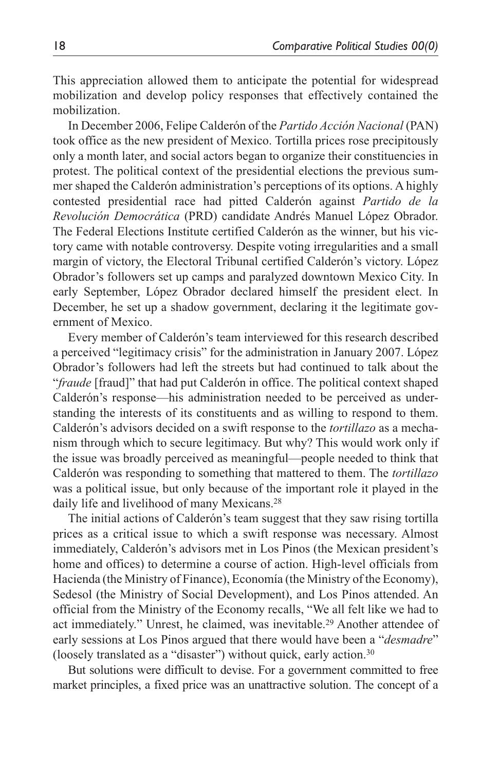This appreciation allowed them to anticipate the potential for widespread mobilization and develop policy responses that effectively contained the mobilization.

In December 2006, Felipe Calderón of the *Partido Acción Nacional* (PAN) took office as the new president of Mexico. Tortilla prices rose precipitously only a month later, and social actors began to organize their constituencies in protest. The political context of the presidential elections the previous summer shaped the Calderón administration's perceptions of its options. A highly contested presidential race had pitted Calderón against *Partido de la Revolución Democrática* (PRD) candidate Andrés Manuel López Obrador. The Federal Elections Institute certified Calderón as the winner, but his victory came with notable controversy. Despite voting irregularities and a small margin of victory, the Electoral Tribunal certified Calderón's victory. López Obrador's followers set up camps and paralyzed downtown Mexico City. In early September, López Obrador declared himself the president elect. In December, he set up a shadow government, declaring it the legitimate government of Mexico.

Every member of Calderón's team interviewed for this research described a perceived "legitimacy crisis" for the administration in January 2007. López Obrador's followers had left the streets but had continued to talk about the "*fraude* [fraud]" that had put Calderón in office. The political context shaped Calderón's response—his administration needed to be perceived as understanding the interests of its constituents and as willing to respond to them. Calderón's advisors decided on a swift response to the *tortillazo* as a mechanism through which to secure legitimacy. But why? This would work only if the issue was broadly perceived as meaningful—people needed to think that Calderón was responding to something that mattered to them. The *tortillazo* was a political issue, but only because of the important role it played in the daily life and livelihood of many Mexicans.[28]

The initial actions of Calderón's team suggest that they saw rising tortilla prices as a critical issue to which a swift response was necessary. Almost immediately, Calderón's advisors met in Los Pinos (the Mexican president's home and offices) to determine a course of action. High-level officials from Hacienda (the Ministry of Finance), Economía (the Ministry of the Economy), Sedesol (the Ministry of Social Development), and Los Pinos attended. An official from the Ministry of the Economy recalls, "We all felt like we had to act immediately." Unrest, he claimed, was inevitable.[29] Another attendee of early sessions at Los Pinos argued that there would have been a "*desmadre*" (loosely translated as a "disaster") without quick, early action.[30]

But solutions were difficult to devise. For a government committed to free market principles, a fixed price was an unattractive solution. The concept of a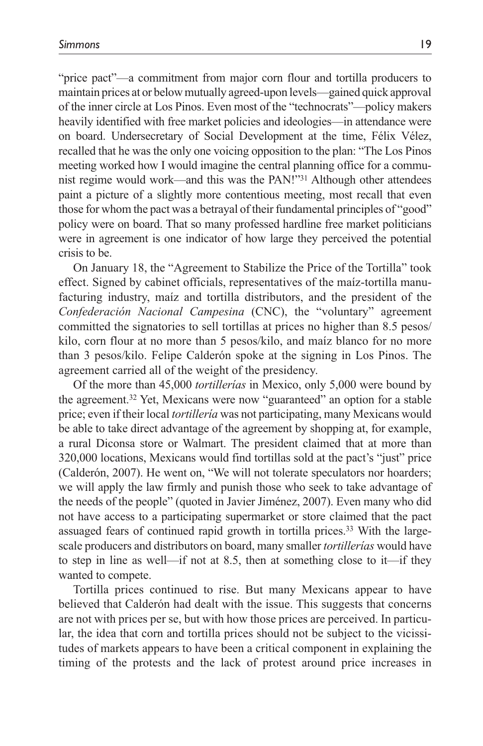"price pact"—a commitment from major corn flour and tortilla producers to maintain prices at or below mutually agreed-upon levels—gained quick approval of the inner circle at Los Pinos. Even most of the "technocrats"—policy makers heavily identified with free market policies and ideologies—in attendance were on board. Undersecretary of Social Development at the time, Félix Vélez, recalled that he was the only one voicing opposition to the plan: "The Los Pinos meeting worked how I would imagine the central planning office for a communist regime would work—and this was the PAN!"[31] Although other attendees paint a picture of a slightly more contentious meeting, most recall that even those for whom the pact was a betrayal of their fundamental principles of "good" policy were on board. That so many professed hardline free market politicians were in agreement is one indicator of how large they perceived the potential crisis to be.

On January 18, the "Agreement to Stabilize the Price of the Tortilla" took effect. Signed by cabinet officials, representatives of the maíz-tortilla manufacturing industry, maíz and tortilla distributors, and the president of the *Confederación Nacional Campesina* (CNC), the "voluntary" agreement committed the signatories to sell tortillas at prices no higher than 8.5 pesos/kilo, corn flour at no more than 5 pesos/kilo, and maíz blanco for no more than 3 pesos/kilo. Felipe Calderón spoke at the signing in Los Pinos. The agreement carried all of the weight of the presidency.

Of the more than 45,000 *tortillerías* in Mexico, only 5,000 were bound by the agreement.[32] Yet, Mexicans were now "guaranteed" an option for a stable price; even if their local *tortillería* was not participating, many Mexicans would be able to take direct advantage of the agreement by shopping at, for example, a rural Diconsa store or Walmart. The president claimed that at more than 320,000 locations, Mexicans would find tortillas sold at the pact's "just" price (Calderón, 2007). He went on, "We will not tolerate speculators nor hoarders; we will apply the law firmly and punish those who seek to take advantage of the needs of the people" (quoted in Javier Jiménez, 2007). Even many who did not have access to a participating supermarket or store claimed that the pact assuaged fears of continued rapid growth in tortilla prices.[33] With the large-scale producers and distributors on board, many smaller *tortillerías* would have to step in line as well—if not at 8.5, then at something close to it—if they wanted to compete.

Tortilla prices continued to rise. But many Mexicans appear to have believed that Calderón had dealt with the issue. This suggests that concerns are not with prices per se, but with how those prices are perceived. In particular, the idea that corn and tortilla prices should not be subject to the vicissitudes of markets appears to have been a critical component in explaining the timing of the protests and the lack of protest around price increases in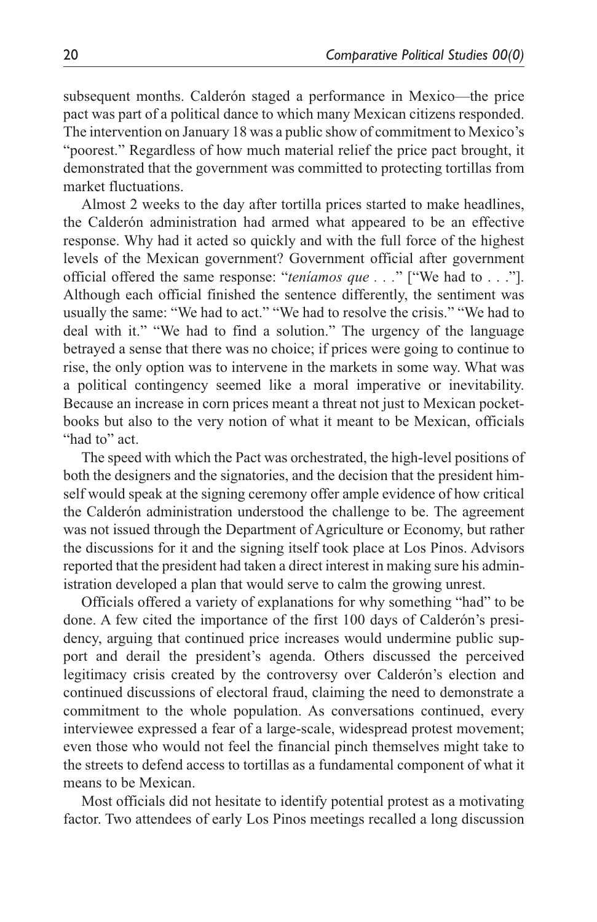subsequent months. Calderón staged a performance in Mexico—the price pact was part of a political dance to which many Mexican citizens responded. The intervention on January 18 was a public show of commitment to Mexico's "poorest." Regardless of how much material relief the price pact brought, it demonstrated that the government was committed to protecting tortillas from market fluctuations.

Almost 2 weeks to the day after tortilla prices started to make headlines, the Calderón administration had armed what appeared to be an effective response. Why had it acted so quickly and with the full force of the highest levels of the Mexican government? Government official after government official offered the same response: "*teníamos que* . . ." ["We had to . . ."]. Although each official finished the sentence differently, the sentiment was usually the same: "We had to act." "We had to resolve the crisis." "We had to deal with it." "We had to find a solution." The urgency of the language betrayed a sense that there was no choice; if prices were going to continue to rise, the only option was to intervene in the markets in some way. What was a political contingency seemed like a moral imperative or inevitability. Because an increase in corn prices meant a threat not just to Mexican pocketbooks but also to the very notion of what it meant to be Mexican, officials "had to" act.

The speed with which the Pact was orchestrated, the high-level positions of both the designers and the signatories, and the decision that the president himself would speak at the signing ceremony offer ample evidence of how critical the Calderón administration understood the challenge to be. The agreement was not issued through the Department of Agriculture or Economy, but rather the discussions for it and the signing itself took place at Los Pinos. Advisors reported that the president had taken a direct interest in making sure his administration developed a plan that would serve to calm the growing unrest.

Officials offered a variety of explanations for why something "had" to be done. A few cited the importance of the first 100 days of Calderón's presidency, arguing that continued price increases would undermine public support and derail the president's agenda. Others discussed the perceived legitimacy crisis created by the controversy over Calderón's election and continued discussions of electoral fraud, claiming the need to demonstrate a commitment to the whole population. As conversations continued, every interviewee expressed a fear of a large-scale, widespread protest movement; even those who would not feel the financial pinch themselves might take to the streets to defend access to tortillas as a fundamental component of what it means to be Mexican.

Most officials did not hesitate to identify potential protest as a motivating factor. Two attendees of early Los Pinos meetings recalled a long discussion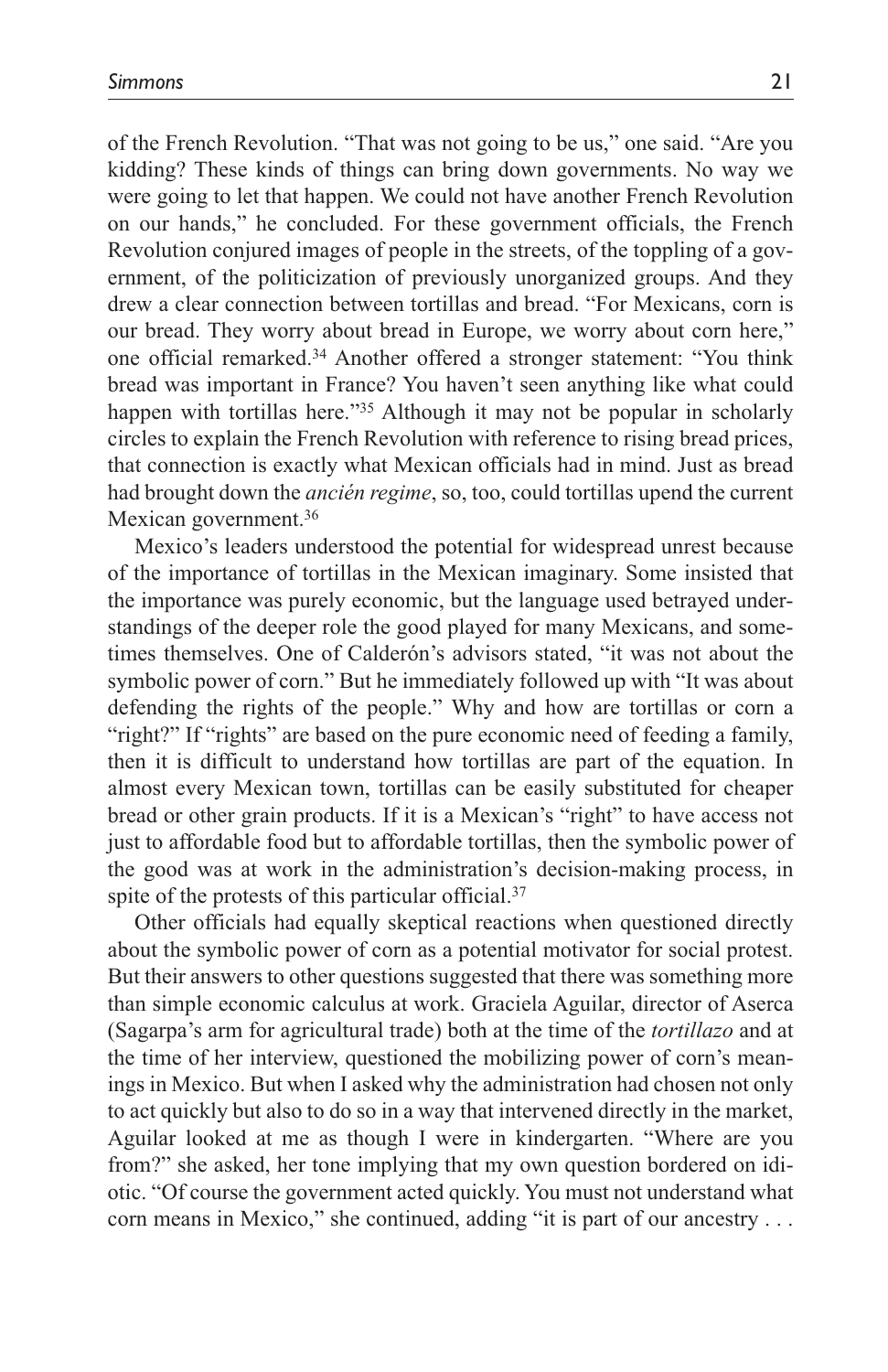of the French Revolution. "That was not going to be us," one said. "Are you kidding? These kinds of things can bring down governments. No way we were going to let that happen. We could not have another French Revolution on our hands," he concluded. For these government officials, the French Revolution conjured images of people in the streets, of the toppling of a government, of the politicization of previously unorganized groups. And they drew a clear connection between tortillas and bread. "For Mexicans, corn is our bread. They worry about bread in Europe, we worry about corn here," one official remarked.[34] Another offered a stronger statement: "You think bread was important in France? You haven't seen anything like what could happen with tortillas here."[35] Although it may not be popular in scholarly circles to explain the French Revolution with reference to rising bread prices, that connection is exactly what Mexican officials had in mind. Just as bread had brought down the *ancién regime*, so, too, could tortillas upend the current Mexican government.[36]

Mexico's leaders understood the potential for widespread unrest because of the importance of tortillas in the Mexican imaginary. Some insisted that the importance was purely economic, but the language used betrayed understandings of the deeper role the good played for many Mexicans, and sometimes themselves. One of Calderón's advisors stated, "it was not about the symbolic power of corn." But he immediately followed up with "It was about defending the rights of the people." Why and how are tortillas or corn a "right?" If "rights" are based on the pure economic need of feeding a family, then it is difficult to understand how tortillas are part of the equation. In almost every Mexican town, tortillas can be easily substituted for cheaper bread or other grain products. If it is a Mexican's "right" to have access not just to affordable food but to affordable tortillas, then the symbolic power of the good was at work in the administration's decision-making process, in spite of the protests of this particular official.[37]

Other officials had equally skeptical reactions when questioned directly about the symbolic power of corn as a potential motivator for social protest. But their answers to other questions suggested that there was something more than simple economic calculus at work. Graciela Aguilar, director of Aserca (Sagarpa's arm for agricultural trade) both at the time of the *tortillazo* and at the time of her interview, questioned the mobilizing power of corn's meanings in Mexico. But when I asked why the administration had chosen not only to act quickly but also to do so in a way that intervened directly in the market, Aguilar looked at me as though I were in kindergarten. "Where are you from?" she asked, her tone implying that my own question bordered on idiotic. "Of course the government acted quickly. You must not understand what corn means in Mexico," she continued, adding "it is part of our ancestry . . .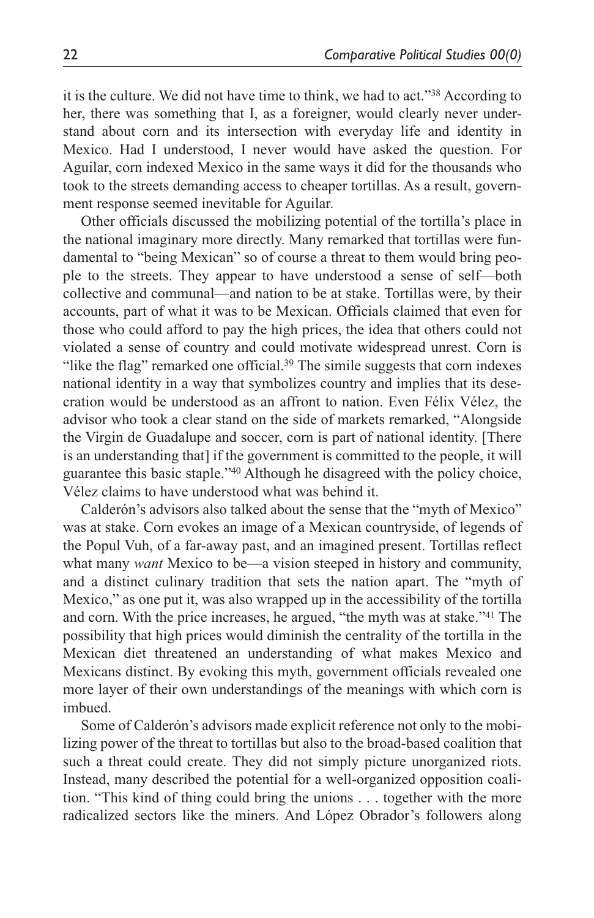it is the culture. We did not have time to think, we had to act."[38] According to her, there was something that I, as a foreigner, would clearly never understand about corn and its intersection with everyday life and identity in Mexico. Had I understood, I never would have asked the question. For Aguilar, corn indexed Mexico in the same ways it did for the thousands who took to the streets demanding access to cheaper tortillas. As a result, government response seemed inevitable for Aguilar.

Other officials discussed the mobilizing potential of the tortilla's place in the national imaginary more directly. Many remarked that tortillas were fundamental to "being Mexican" so of course a threat to them would bring people to the streets. They appear to have understood a sense of self—both collective and communal—and nation to be at stake. Tortillas were, by their accounts, part of what it was to be Mexican. Officials claimed that even for those who could afford to pay the high prices, the idea that others could not violated a sense of country and could motivate widespread unrest. Corn is "like the flag" remarked one official.[39] The simile suggests that corn indexes national identity in a way that symbolizes country and implies that its desecration would be understood as an affront to nation. Even Félix Vélez, the advisor who took a clear stand on the side of markets remarked, "Alongside the Virgin de Guadalupe and soccer, corn is part of national identity. [There is an understanding that] if the government is committed to the people, it will guarantee this basic staple."[40] Although he disagreed with the policy choice, Vélez claims to have understood what was behind it.

Calderón's advisors also talked about the sense that the "myth of Mexico" was at stake. Corn evokes an image of a Mexican countryside, of legends of the Popul Vuh, of a far-away past, and an imagined present. Tortillas reflect what many *want* Mexico to be—a vision steeped in history and community, and a distinct culinary tradition that sets the nation apart. The "myth of Mexico," as one put it, was also wrapped up in the accessibility of the tortilla and corn. With the price increases, he argued, "the myth was at stake."[41] The possibility that high prices would diminish the centrality of the tortilla in the Mexican diet threatened an understanding of what makes Mexico and Mexicans distinct. By evoking this myth, government officials revealed one more layer of their own understandings of the meanings with which corn is imbued.

Some of Calderón's advisors made explicit reference not only to the mobilizing power of the threat to tortillas but also to the broad-based coalition that such a threat could create. They did not simply picture unorganized riots. Instead, many described the potential for a well-organized opposition coalition. "This kind of thing could bring the unions . . . together with the more radicalized sectors like the miners. And López Obrador's followers along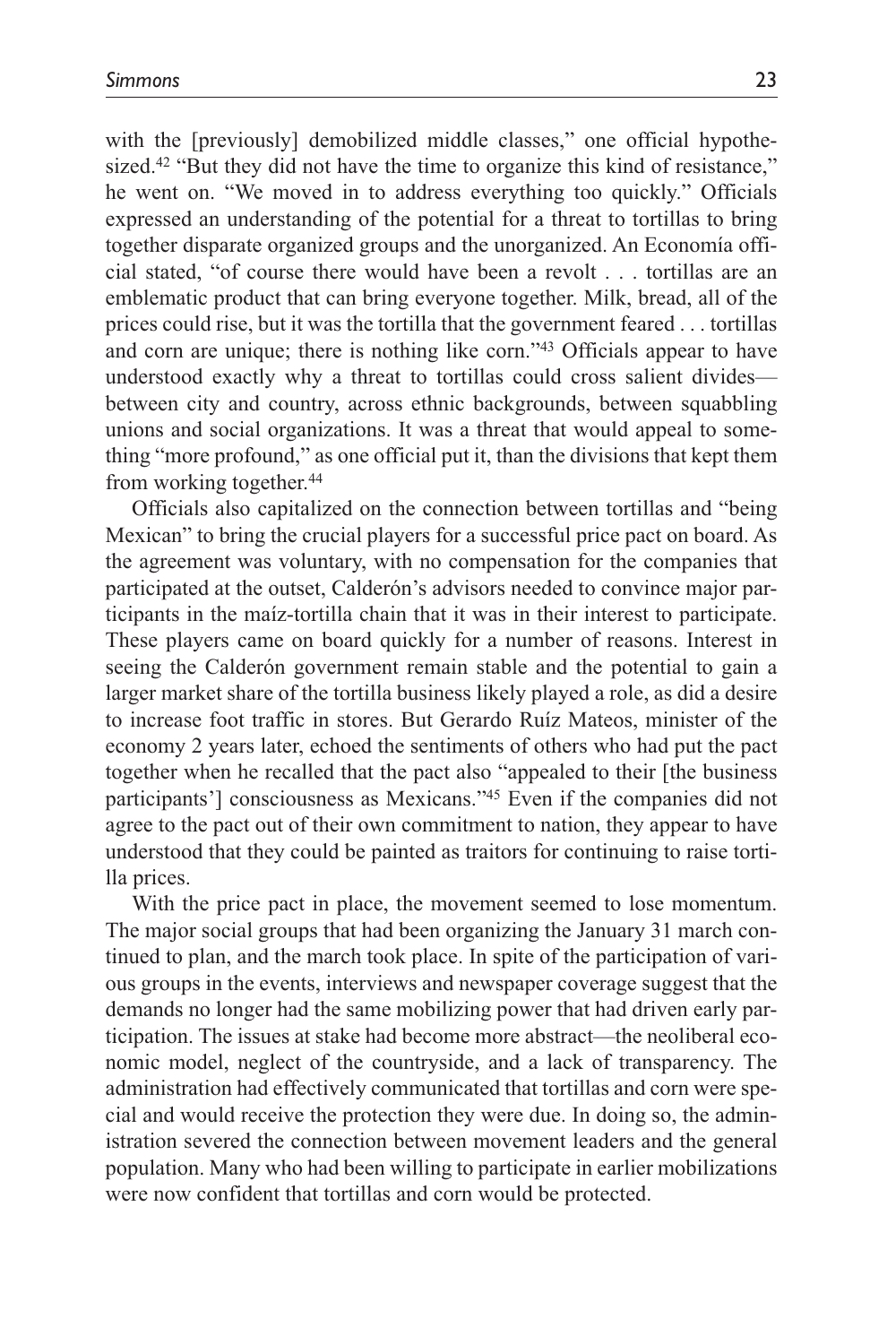with the [previously] demobilized middle classes," one official hypothesized.[42] "But they did not have the time to organize this kind of resistance," he went on. "We moved in to address everything too quickly." Officials expressed an understanding of the potential for a threat to tortillas to bring together disparate organized groups and the unorganized. An Economía official stated, "of course there would have been a revolt . . . tortillas are an emblematic product that can bring everyone together. Milk, bread, all of the prices could rise, but it was the tortilla that the government feared . . . tortillas and corn are unique; there is nothing like corn."[43] Officials appear to have understood exactly why a threat to tortillas could cross salient divides—between city and country, across ethnic backgrounds, between squabbling unions and social organizations. It was a threat that would appeal to something "more profound," as one official put it, than the divisions that kept them from working together.[44]

Officials also capitalized on the connection between tortillas and "being Mexican" to bring the crucial players for a successful price pact on board. As the agreement was voluntary, with no compensation for the companies that participated at the outset, Calderón's advisors needed to convince major participants in the maíz-tortilla chain that it was in their interest to participate. These players came on board quickly for a number of reasons. Interest in seeing the Calderón government remain stable and the potential to gain a larger market share of the tortilla business likely played a role, as did a desire to increase foot traffic in stores. But Gerardo Ruíz Mateos, minister of the economy 2 years later, echoed the sentiments of others who had put the pact together when he recalled that the pact also "appealed to their [the business participants'] consciousness as Mexicans."[45] Even if the companies did not agree to the pact out of their own commitment to nation, they appear to have understood that they could be painted as traitors for continuing to raise tortilla prices.

With the price pact in place, the movement seemed to lose momentum. The major social groups that had been organizing the January 31 march continued to plan, and the march took place. In spite of the participation of various groups in the events, interviews and newspaper coverage suggest that the demands no longer had the same mobilizing power that had driven early participation. The issues at stake had become more abstract—the neoliberal economic model, neglect of the countryside, and a lack of transparency. The administration had effectively communicated that tortillas and corn were special and would receive the protection they were due. In doing so, the administration severed the connection between movement leaders and the general population. Many who had been willing to participate in earlier mobilizations were now confident that tortillas and corn would be protected.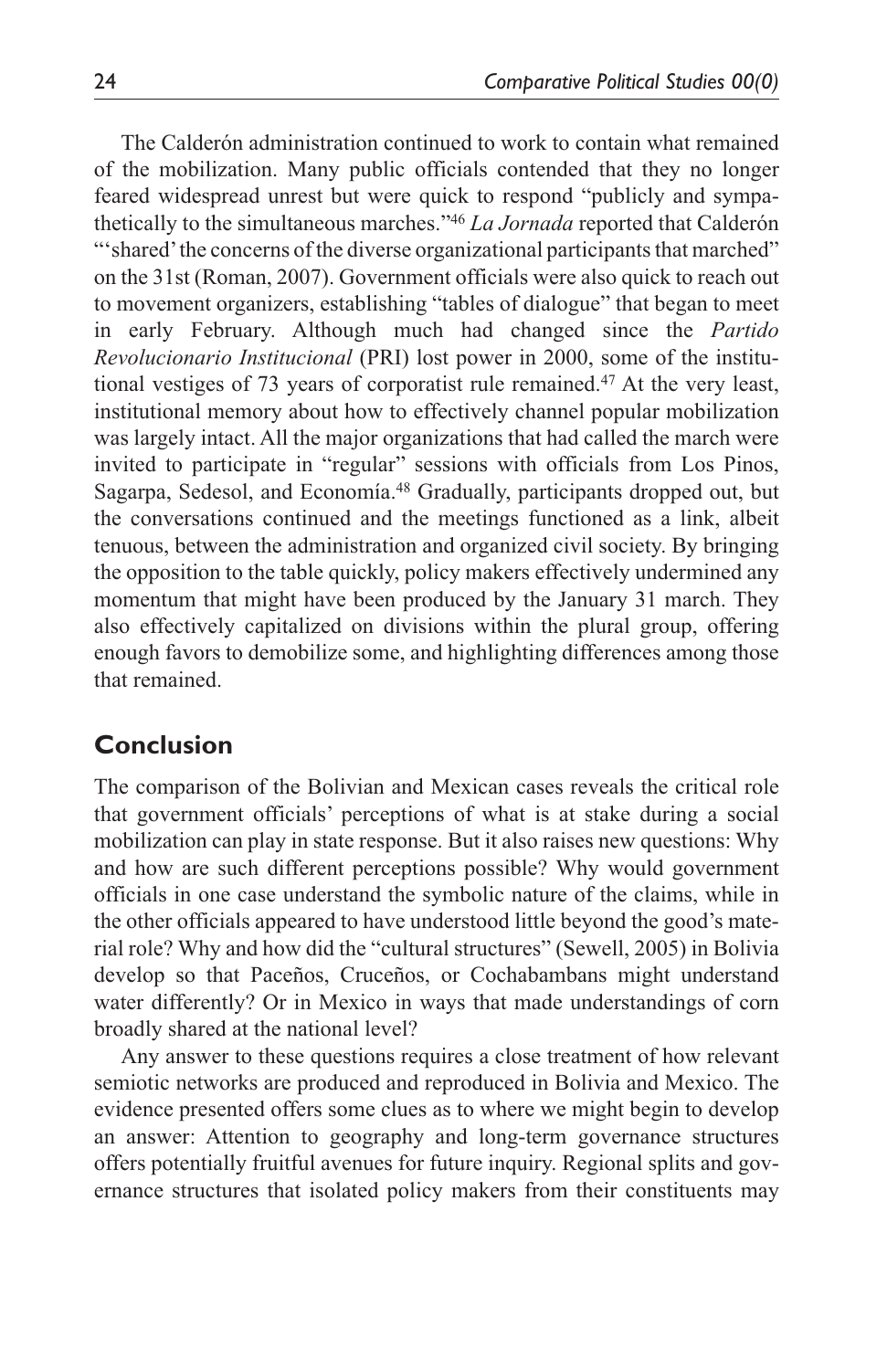The Calderón administration continued to work to contain what remained of the mobilization. Many public officials contended that they no longer feared widespread unrest but were quick to respond "publicly and sympathetically to the simultaneous marches."[46] *La Jornada* reported that Calderón "'shared' the concerns of the diverse organizational participants that marched" on the 31st (Roman, 2007). Government officials were also quick to reach out to movement organizers, establishing "tables of dialogue" that began to meet in early February. Although much had changed since the *Partido Revolucionario Institucional* (PRI) lost power in 2000, some of the institutional vestiges of 73 years of corporatist rule remained.[47] At the very least, institutional memory about how to effectively channel popular mobilization was largely intact. All the major organizations that had called the march were invited to participate in "regular" sessions with officials from Los Pinos, Sagarpa, Sedesol, and Economía.[48] Gradually, participants dropped out, but the conversations continued and the meetings functioned as a link, albeit tenuous, between the administration and organized civil society. By bringing the opposition to the table quickly, policy makers effectively undermined any momentum that might have been produced by the January 31 march. They also effectively capitalized on divisions within the plural group, offering enough favors to demobilize some, and highlighting differences among those that remained.

## Conclusion

The comparison of the Bolivian and Mexican cases reveals the critical role that government officials' perceptions of what is at stake during a social mobilization can play in state response. But it also raises new questions: Why and how are such different perceptions possible? Why would government officials in one case understand the symbolic nature of the claims, while in the other officials appeared to have understood little beyond the good's material role? Why and how did the "cultural structures" (Sewell, 2005) in Bolivia develop so that Paceños, Cruceños, or Cochabambans might understand water differently? Or in Mexico in ways that made understandings of corn broadly shared at the national level?

Any answer to these questions requires a close treatment of how relevant semiotic networks are produced and reproduced in Bolivia and Mexico. The evidence presented offers some clues as to where we might begin to develop an answer: Attention to geography and long-term governance structures offers potentially fruitful avenues for future inquiry. Regional splits and governance structures that isolated policy makers from their constituents may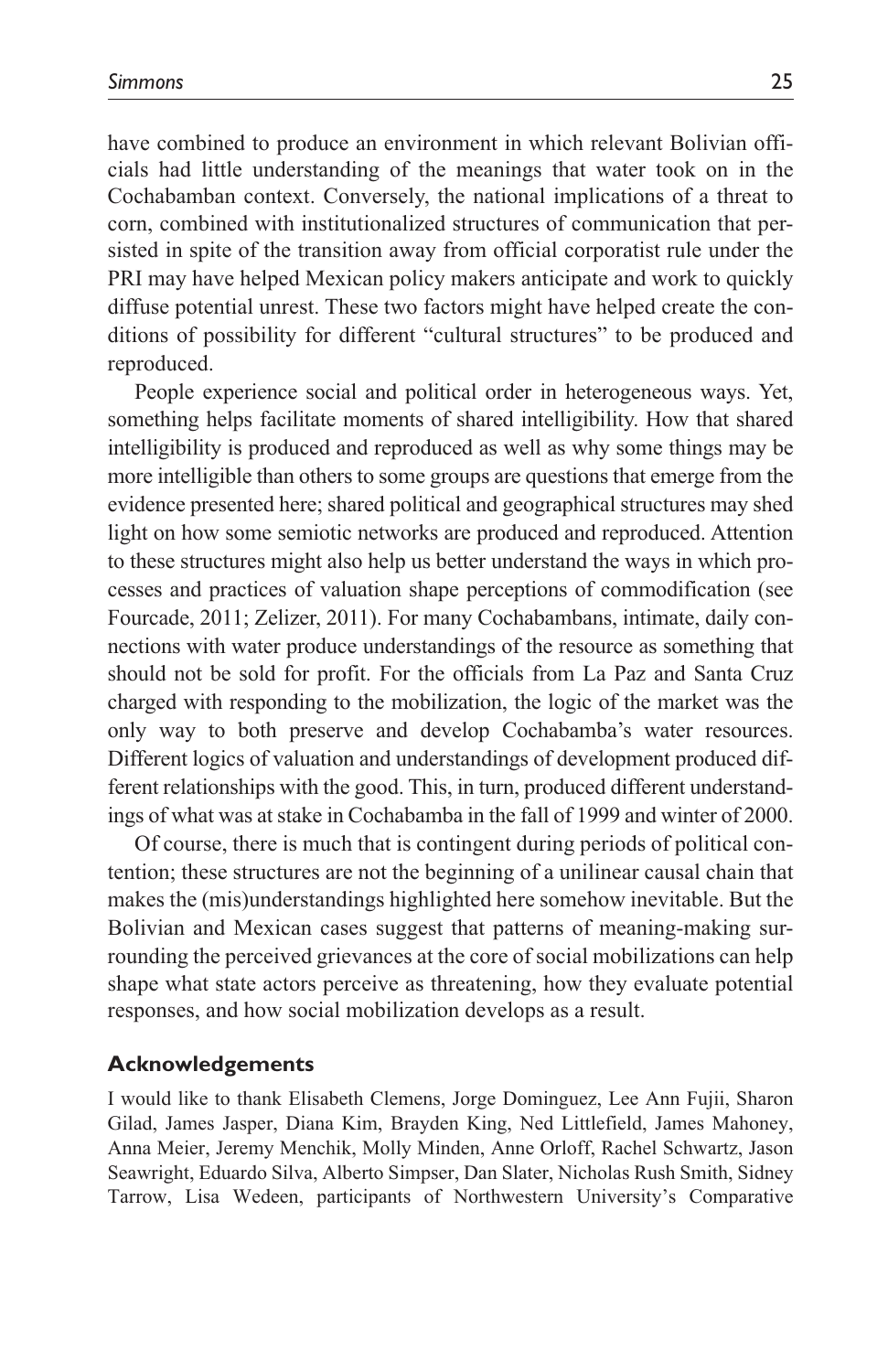have combined to produce an environment in which relevant Bolivian officials had little understanding of the meanings that water took on in the Cochabamban context. Conversely, the national implications of a threat to corn, combined with institutionalized structures of communication that persisted in spite of the transition away from official corporatist rule under the PRI may have helped Mexican policy makers anticipate and work to quickly diffuse potential unrest. These two factors might have helped create the conditions of possibility for different "cultural structures" to be produced and reproduced.

People experience social and political order in heterogeneous ways. Yet, something helps facilitate moments of shared intelligibility. How that shared intelligibility is produced and reproduced as well as why some things may be more intelligible than others to some groups are questions that emerge from the evidence presented here; shared political and geographical structures may shed light on how some semiotic networks are produced and reproduced. Attention to these structures might also help us better understand the ways in which processes and practices of valuation shape perceptions of commodification (see Fourcade, 2011; Zelizer, 2011). For many Cochabambans, intimate, daily connections with water produce understandings of the resource as something that should not be sold for profit. For the officials from La Paz and Santa Cruz charged with responding to the mobilization, the logic of the market was the only way to both preserve and develop Cochabamba's water resources. Different logics of valuation and understandings of development produced different relationships with the good. This, in turn, produced different understandings of what was at stake in Cochabamba in the fall of 1999 and winter of 2000.

Of course, there is much that is contingent during periods of political contention; these structures are not the beginning of a unilinear causal chain that makes the (mis)understandings highlighted here somehow inevitable. But the Bolivian and Mexican cases suggest that patterns of meaning-making surrounding the perceived grievances at the core of social mobilizations can help shape what state actors perceive as threatening, how they evaluate potential responses, and how social mobilization develops as a result.

## Acknowledgements

I would like to thank Elisabeth Clemens, Jorge Dominguez, Lee Ann Fujii, Sharon Gilad, James Jasper, Diana Kim, Brayden King, Ned Littlefield, James Mahoney, Anna Meier, Jeremy Menchik, Molly Minden, Anne Orloff, Rachel Schwartz, Jason Seawright, Eduardo Silva, Alberto Simpser, Dan Slater, Nicholas Rush Smith, Sidney Tarrow, Lisa Wedeen, participants of Northwestern University's Comparative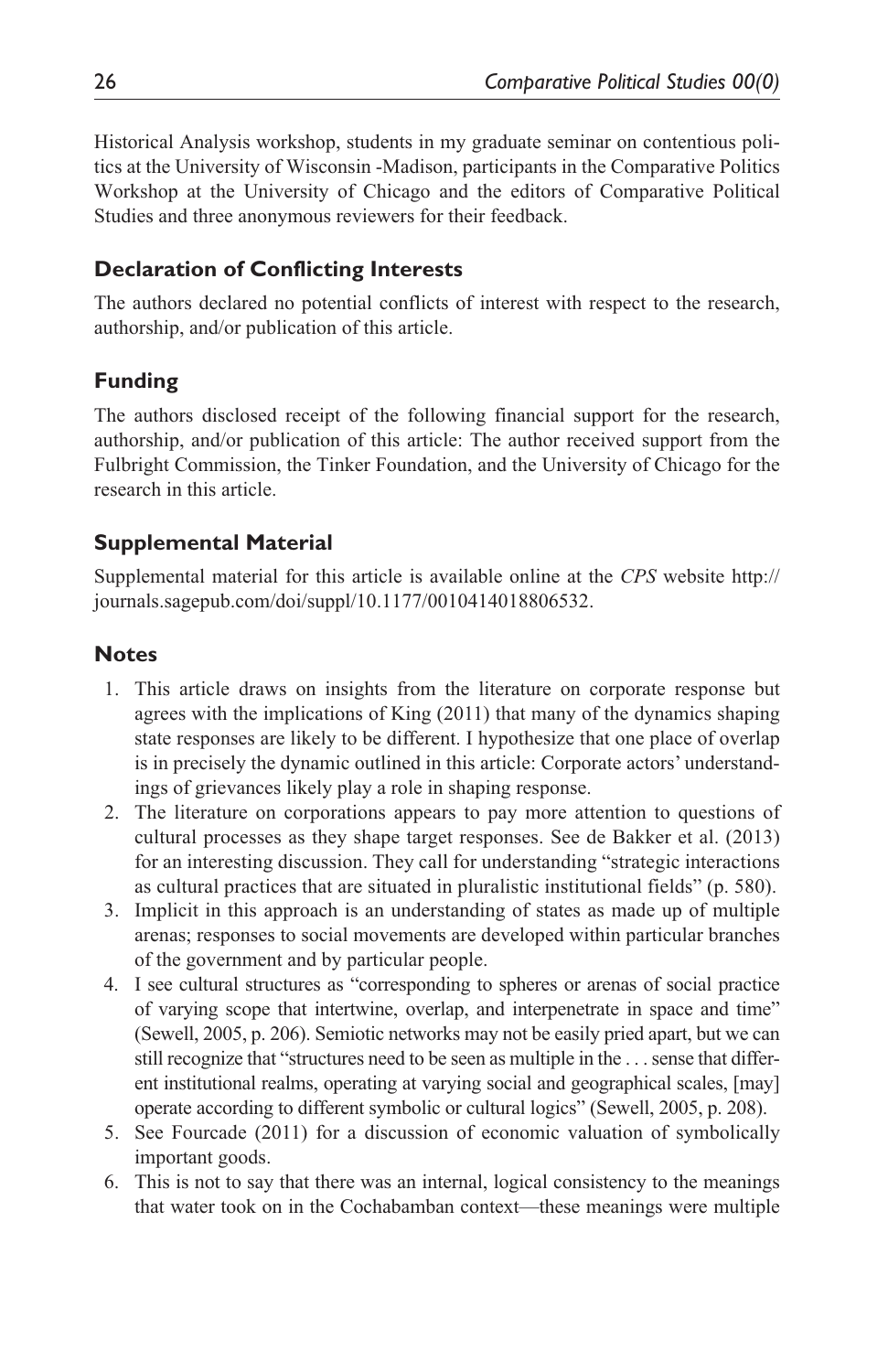Historical Analysis workshop, students in my graduate seminar on contentious politics at the University of Wisconsin -Madison, participants in the Comparative Politics Workshop at the University of Chicago and the editors of Comparative Political Studies and three anonymous reviewers for their feedback.

### Declaration of Conflicting Interests

The authors declared no potential conflicts of interest with respect to the research, authorship, and/or publication of this article.

### Funding

The authors disclosed receipt of the following financial support for the research, authorship, and/or publication of this article: The author received support from the Fulbright Commission, the Tinker Foundation, and the University of Chicago for the research in this article.

### Supplemental Material

Supplemental material for this article is available online at the *CPS* website http://journals.sagepub.com/doi/suppl/10.1177/0010414018806532.

### Notes

1. This article draws on insights from the literature on corporate response but agrees with the implications of King (2011) that many of the dynamics shaping state responses are likely to be different. I hypothesize that one place of overlap is in precisely the dynamic outlined in this article: Corporate actors' understandings of grievances likely play a role in shaping response.
2. The literature on corporations appears to pay more attention to questions of cultural processes as they shape target responses. See de Bakker et al. (2013) for an interesting discussion. They call for understanding "strategic interactions as cultural practices that are situated in pluralistic institutional fields" (p. 580).
3. Implicit in this approach is an understanding of states as made up of multiple arenas; responses to social movements are developed within particular branches of the government and by particular people.
4. I see cultural structures as "corresponding to spheres or arenas of social practice of varying scope that intertwine, overlap, and interpenetrate in space and time" (Sewell, 2005, p. 206). Semiotic networks may not be easily pried apart, but we can still recognize that "structures need to be seen as multiple in the . . . sense that different institutional realms, operating at varying social and geographical scales, [may] operate according to different symbolic or cultural logics" (Sewell, 2005, p. 208).
5. See Fourcade (2011) for a discussion of economic valuation of symbolically important goods.
6. This is not to say that there was an internal, logical consistency to the meanings that water took on in the Cochabamban context—these meanings were multiple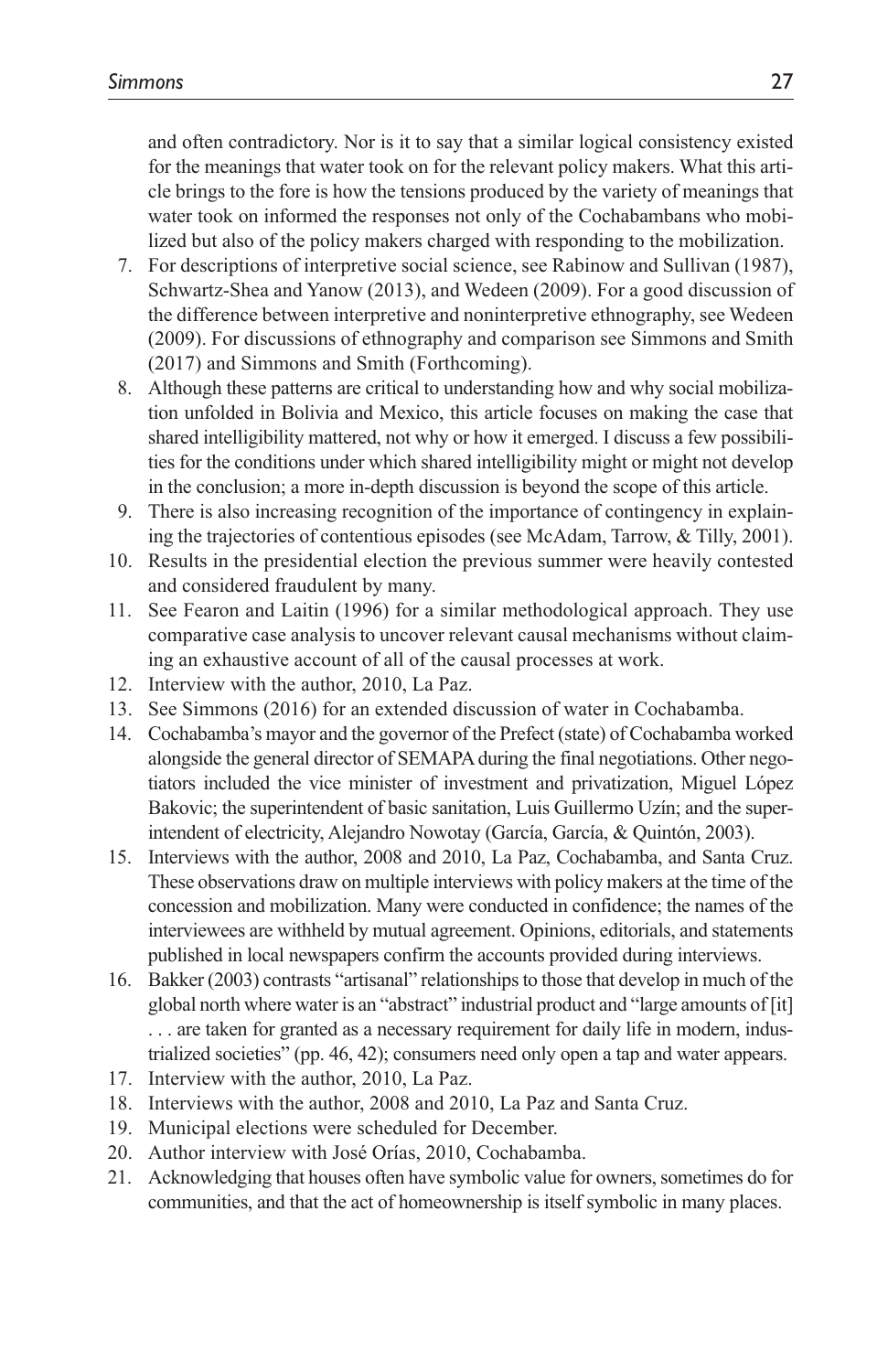and often contradictory. Nor is it to say that a similar logical consistency existed for the meanings that water took on for the relevant policy makers. What this article brings to the fore is how the tensions produced by the variety of meanings that water took on informed the responses not only of the Cochabambans who mobilized but also of the policy makers charged with responding to the mobilization.

7. For descriptions of interpretive social science, see Rabinow and Sullivan (1987), Schwartz-Shea and Yanow (2013), and Wedeen (2009). For a good discussion of the difference between interpretive and noninterpretive ethnography, see Wedeen (2009). For discussions of ethnography and comparison see Simmons and Smith (2017) and Simmons and Smith (Forthcoming).
8. Although these patterns are critical to understanding how and why social mobilization unfolded in Bolivia and Mexico, this article focuses on making the case that shared intelligibility mattered, not why or how it emerged. I discuss a few possibilities for the conditions under which shared intelligibility might or might not develop in the conclusion; a more in-depth discussion is beyond the scope of this article.
9. There is also increasing recognition of the importance of contingency in explaining the trajectories of contentious episodes (see McAdam, Tarrow, & Tilly, 2001).
10. Results in the presidential election the previous summer were heavily contested and considered fraudulent by many.
11. See Fearon and Laitin (1996) for a similar methodological approach. They use comparative case analysis to uncover relevant causal mechanisms without claiming an exhaustive account of all of the causal processes at work.
12. Interview with the author, 2010, La Paz.
13. See Simmons (2016) for an extended discussion of water in Cochabamba.
14. Cochabamba's mayor and the governor of the Prefect (state) of Cochabamba worked alongside the general director of SEMAPA during the final negotiations. Other negotiators included the vice minister of investment and privatization, Miguel López Bakovic; the superintendent of basic sanitation, Luis Guillermo Uzín; and the superintendent of electricity, Alejandro Nowotay (García, García, & Quintón, 2003).
15. Interviews with the author, 2008 and 2010, La Paz, Cochabamba, and Santa Cruz. These observations draw on multiple interviews with policy makers at the time of the concession and mobilization. Many were conducted in confidence; the names of the interviewees are withheld by mutual agreement. Opinions, editorials, and statements published in local newspapers confirm the accounts provided during interviews.
16. Bakker (2003) contrasts "artisanal" relationships to those that develop in much of the global north where water is an "abstract" industrial product and "large amounts of [it] . . . are taken for granted as a necessary requirement for daily life in modern, industrialized societies" (pp. 46, 42); consumers need only open a tap and water appears.
17. Interview with the author, 2010, La Paz.
18. Interviews with the author, 2008 and 2010, La Paz and Santa Cruz.
19. Municipal elections were scheduled for December.
20. Author interview with José Orías, 2010, Cochabamba.
21. Acknowledging that houses often have symbolic value for owners, sometimes do for communities, and that the act of homeownership is itself symbolic in many places.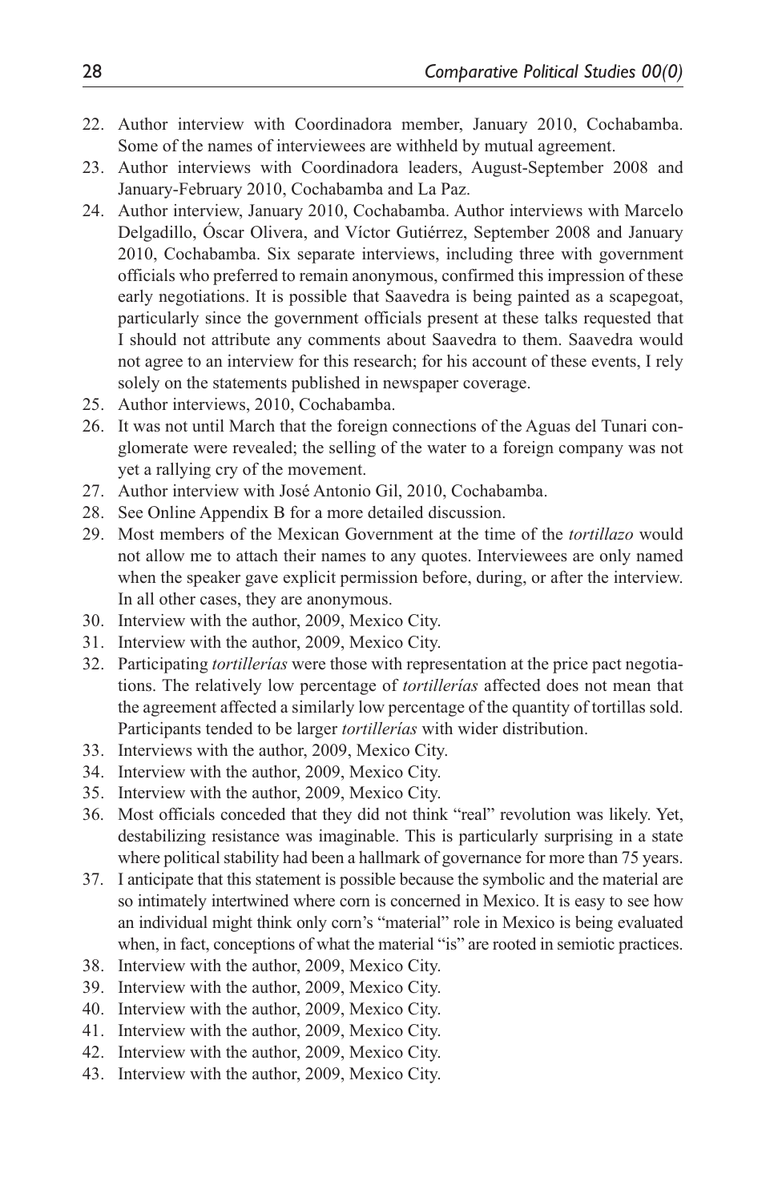22. Author interview with Coordinadora member, January 2010, Cochabamba. Some of the names of interviewees are withheld by mutual agreement.
23. Author interviews with Coordinadora leaders, August-September 2008 and January-February 2010, Cochabamba and La Paz.
24. Author interview, January 2010, Cochabamba. Author interviews with Marcelo Delgadillo, Óscar Olivera, and Víctor Gutiérrez, September 2008 and January 2010, Cochabamba. Six separate interviews, including three with government officials who preferred to remain anonymous, confirmed this impression of these early negotiations. It is possible that Saavedra is being painted as a scapegoat, particularly since the government officials present at these talks requested that I should not attribute any comments about Saavedra to them. Saavedra would not agree to an interview for this research; for his account of these events, I rely solely on the statements published in newspaper coverage.
25. Author interviews, 2010, Cochabamba.
26. It was not until March that the foreign connections of the Aguas del Tunari conglomerate were revealed; the selling of the water to a foreign company was not yet a rallying cry of the movement.
27. Author interview with José Antonio Gil, 2010, Cochabamba.
28. See Online Appendix B for a more detailed discussion.
29. Most members of the Mexican Government at the time of the *tortillazo* would not allow me to attach their names to any quotes. Interviewees are only named when the speaker gave explicit permission before, during, or after the interview. In all other cases, they are anonymous.
30. Interview with the author, 2009, Mexico City.
31. Interview with the author, 2009, Mexico City.
32. Participating *tortillerías* were those with representation at the price pact negotiations. The relatively low percentage of *tortillerías* affected does not mean that the agreement affected a similarly low percentage of the quantity of tortillas sold. Participants tended to be larger *tortillerías* with wider distribution.
33. Interviews with the author, 2009, Mexico City.
34. Interview with the author, 2009, Mexico City.
35. Interview with the author, 2009, Mexico City.
36. Most officials conceded that they did not think "real" revolution was likely. Yet, destabilizing resistance was imaginable. This is particularly surprising in a state where political stability had been a hallmark of governance for more than 75 years.
37. I anticipate that this statement is possible because the symbolic and the material are so intimately intertwined where corn is concerned in Mexico. It is easy to see how an individual might think only corn's "material" role in Mexico is being evaluated when, in fact, conceptions of what the material "is" are rooted in semiotic practices.
38. Interview with the author, 2009, Mexico City.
39. Interview with the author, 2009, Mexico City.
40. Interview with the author, 2009, Mexico City.
41. Interview with the author, 2009, Mexico City.
42. Interview with the author, 2009, Mexico City.
43. Interview with the author, 2009, Mexico City.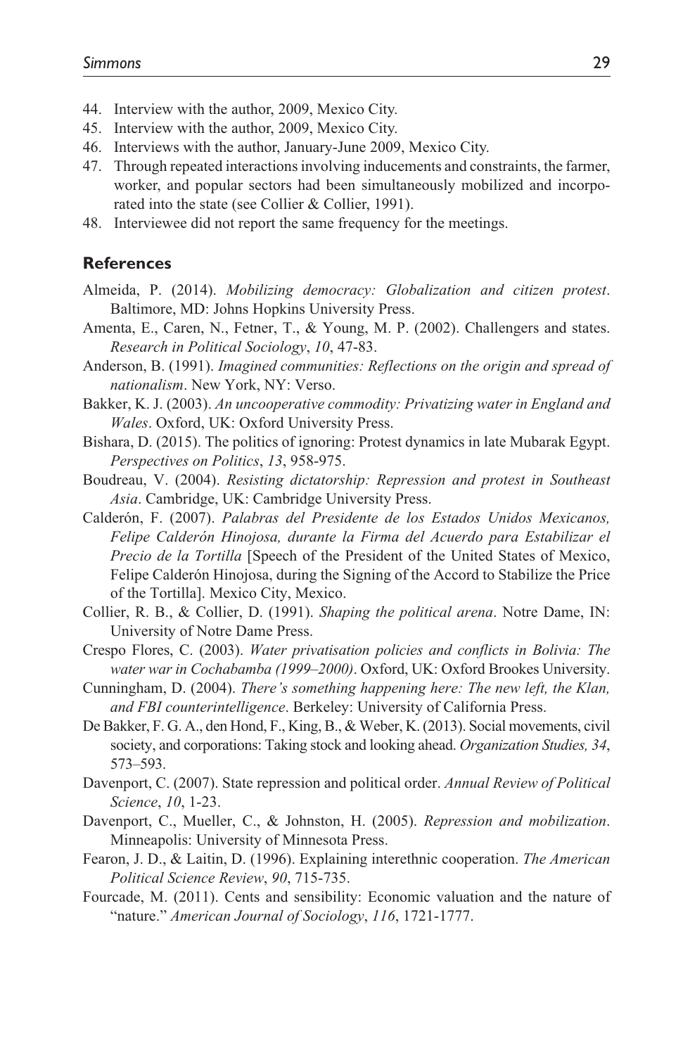44. Interview with the author, 2009, Mexico City.
45. Interview with the author, 2009, Mexico City.
46. Interviews with the author, January-June 2009, Mexico City.
47. Through repeated interactions involving inducements and constraints, the farmer, worker, and popular sectors had been simultaneously mobilized and incorporated into the state (see Collier & Collier, 1991).
48. Interviewee did not report the same frequency for the meetings.

## References

Almeida, P. (2014). *Mobilizing democracy: Globalization and citizen protest*. Baltimore, MD: Johns Hopkins University Press.

Amenta, E., Caren, N., Fetner, T., & Young, M. P. (2002). Challengers and states. *Research in Political Sociology*, *10*, 47-83.

Anderson, B. (1991). *Imagined communities: Reflections on the origin and spread of nationalism*. New York, NY: Verso.

Bakker, K. J. (2003). *An uncooperative commodity: Privatizing water in England and Wales*. Oxford, UK: Oxford University Press.

Bishara, D. (2015). The politics of ignoring: Protest dynamics in late Mubarak Egypt. *Perspectives on Politics*, *13*, 958-975.

Boudreau, V. (2004). *Resisting dictatorship: Repression and protest in Southeast Asia*. Cambridge, UK: Cambridge University Press.

Calderón, F. (2007). *Palabras del Presidente de los Estados Unidos Mexicanos, Felipe Calderón Hinojosa, durante la Firma del Acuerdo para Estabilizar el Precio de la Tortilla* [Speech of the President of the United States of Mexico, Felipe Calderón Hinojosa, during the Signing of the Accord to Stabilize the Price of the Tortilla]. Mexico City, Mexico.

Collier, R. B., & Collier, D. (1991). *Shaping the political arena*. Notre Dame, IN: University of Notre Dame Press.

Crespo Flores, C. (2003). *Water privatisation policies and conflicts in Bolivia: The water war in Cochabamba (1999–2000)*. Oxford, UK: Oxford Brookes University.

Cunningham, D. (2004). *There's something happening here: The new left, the Klan, and FBI counterintelligence*. Berkeley: University of California Press.

De Bakker, F. G. A., den Hond, F., King, B., & Weber, K. (2013). Social movements, civil society, and corporations: Taking stock and looking ahead. *Organization Studies, 34*, 573–593.

Davenport, C. (2007). State repression and political order. *Annual Review of Political Science*, *10*, 1-23.

Davenport, C., Mueller, C., & Johnston, H. (2005). *Repression and mobilization*. Minneapolis: University of Minnesota Press.

Fearon, J. D., & Laitin, D. (1996). Explaining interethnic cooperation. *The American Political Science Review*, *90*, 715-735.

Fourcade, M. (2011). Cents and sensibility: Economic valuation and the nature of "nature." *American Journal of Sociology*, *116*, 1721-1777.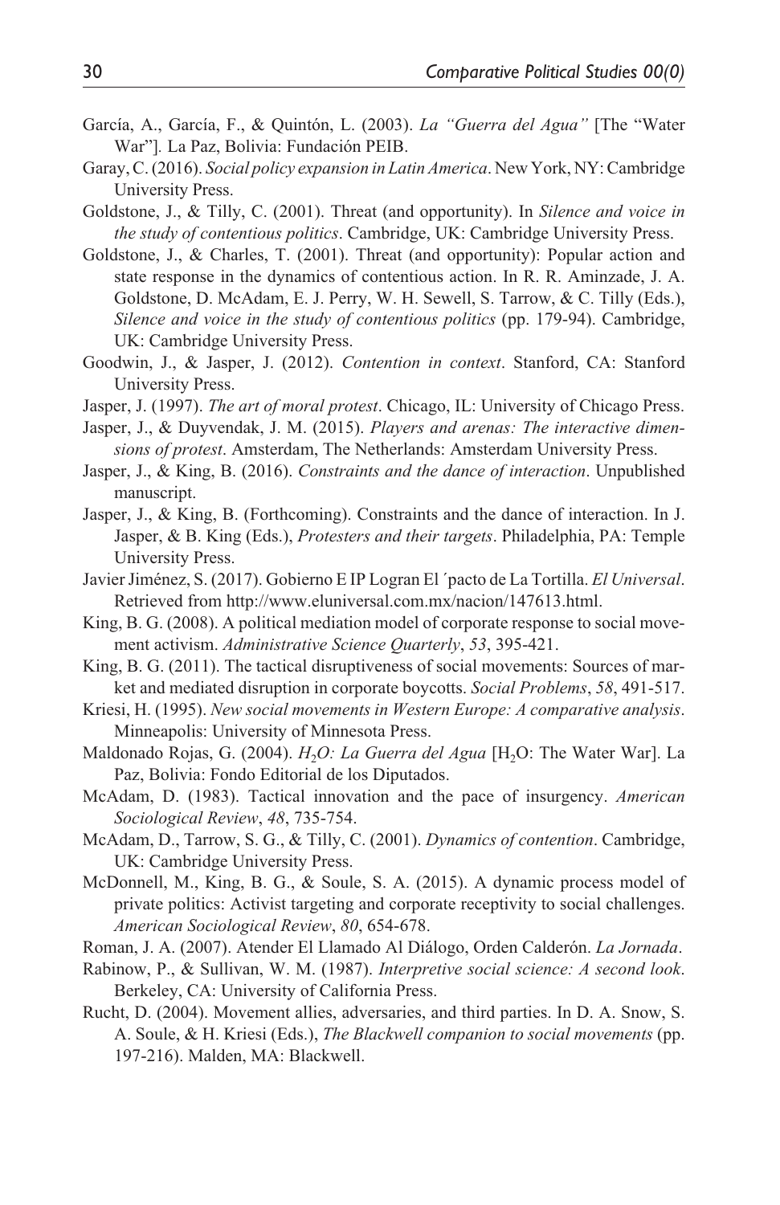García, A., García, F., & Quintón, L. (2003). *La "Guerra del Agua"* [The "Water War"]. La Paz, Bolivia: Fundación PEIB.

Garay, C. (2016). *Social policy expansion in Latin America*. New York, NY: Cambridge University Press.

Goldstone, J., & Tilly, C. (2001). Threat (and opportunity). In *Silence and voice in the study of contentious politics*. Cambridge, UK: Cambridge University Press.

Goldstone, J., & Charles, T. (2001). Threat (and opportunity): Popular action and state response in the dynamics of contentious action. In R. R. Aminzade, J. A. Goldstone, D. McAdam, E. J. Perry, W. H. Sewell, S. Tarrow, & C. Tilly (Eds.), *Silence and voice in the study of contentious politics* (pp. 179-94). Cambridge, UK: Cambridge University Press.

Goodwin, J., & Jasper, J. (2012). *Contention in context*. Stanford, CA: Stanford University Press.

Jasper, J. (1997). *The art of moral protest*. Chicago, IL: University of Chicago Press.

Jasper, J., & Duyvendak, J. M. (2015). *Players and arenas: The interactive dimensions of protest*. Amsterdam, The Netherlands: Amsterdam University Press.

Jasper, J., & King, B. (2016). *Constraints and the dance of interaction*. Unpublished manuscript.

Jasper, J., & King, B. (Forthcoming). Constraints and the dance of interaction. In J. Jasper, & B. King (Eds.), *Protesters and their targets*. Philadelphia, PA: Temple University Press.

Javier Jiménez, S. (2017). Gobierno E IP Logran El ´pacto de La Tortilla. *El Universal*. Retrieved from http://www.eluniversal.com.mx/nacion/147613.html.

King, B. G. (2008). A political mediation model of corporate response to social movement activism. *Administrative Science Quarterly*, *53*, 395-421.

King, B. G. (2011). The tactical disruptiveness of social movements: Sources of market and mediated disruption in corporate boycotts. *Social Problems*, *58*, 491-517.

Kriesi, H. (1995). *New social movements in Western Europe: A comparative analysis*. Minneapolis: University of Minnesota Press.

Maldonado Rojas, G. (2004). *$H_2O$: La Guerra del Agua* [$H_2O$: The Water War]. La Paz, Bolivia: Fondo Editorial de los Diputados.

McAdam, D. (1983). Tactical innovation and the pace of insurgency. *American Sociological Review*, *48*, 735-754.

McAdam, D., Tarrow, S. G., & Tilly, C. (2001). *Dynamics of contention*. Cambridge, UK: Cambridge University Press.

McDonnell, M., King, B. G., & Soule, S. A. (2015). A dynamic process model of private politics: Activist targeting and corporate receptivity to social challenges. *American Sociological Review*, *80*, 654-678.

Roman, J. A. (2007). Atender El Llamado Al Diálogo, Orden Calderón. *La Jornada*.

Rabinow, P., & Sullivan, W. M. (1987). *Interpretive social science: A second look*. Berkeley, CA: University of California Press.

Rucht, D. (2004). Movement allies, adversaries, and third parties. In D. A. Snow, S. A. Soule, & H. Kriesi (Eds.), *The Blackwell companion to social movements* (pp. 197-216). Malden, MA: Blackwell.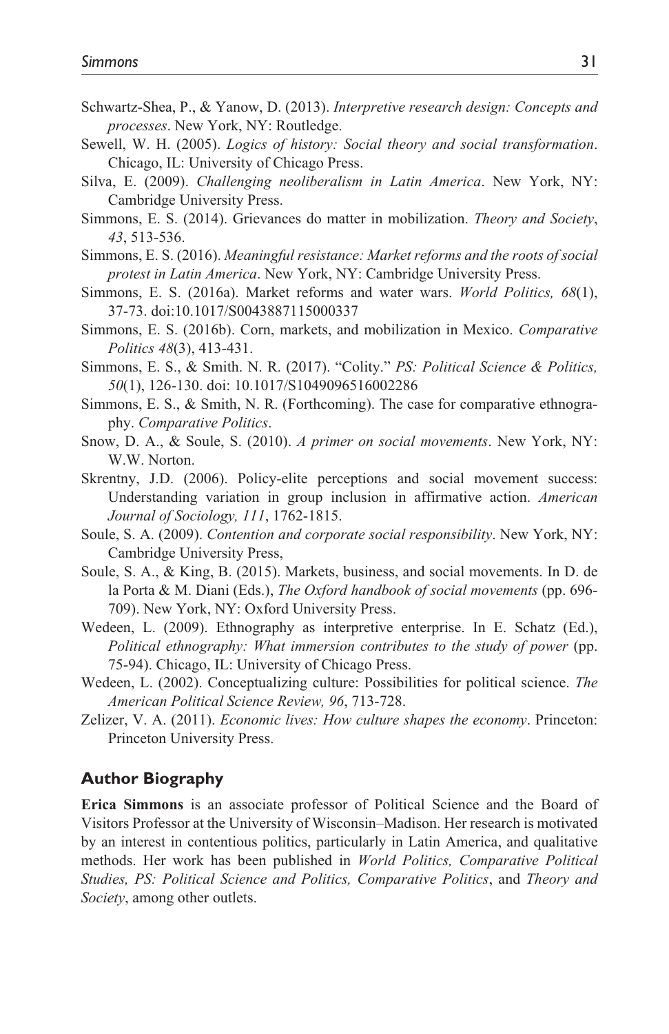Schwartz-Shea, P., & Yanow, D. (2013). *Interpretive research design: Concepts and processes*. New York, NY: Routledge.

Sewell, W. H. (2005). *Logics of history: Social theory and social transformation*. Chicago, IL: University of Chicago Press.

Silva, E. (2009). *Challenging neoliberalism in Latin America*. New York, NY: Cambridge University Press.

Simmons, E. S. (2014). Grievances do matter in mobilization. *Theory and Society*, *43*, 513-536.

Simmons, E. S. (2016). *Meaningful resistance: Market reforms and the roots of social protest in Latin America*. New York, NY: Cambridge University Press.

Simmons, E. S. (2016a). Market reforms and water wars. *World Politics, 68*(1), 37-73. doi:10.1017/S0043887115000337

Simmons, E. S. (2016b). Corn, markets, and mobilization in Mexico. *Comparative Politics 48*(3), 413-431.

Simmons, E. S., & Smith. N. R. (2017). "Colity." *PS: Political Science & Politics, 50*(1), 126-130. doi: 10.1017/S1049096516002286

Simmons, E. S., & Smith, N. R. (Forthcoming). The case for comparative ethnography. *Comparative Politics*.

Snow, D. A., & Soule, S. (2010). *A primer on social movements*. New York, NY: W.W. Norton.

Skrentny, J.D. (2006). Policy-elite perceptions and social movement success: Understanding variation in group inclusion in affirmative action. *American Journal of Sociology, 111*, 1762-1815.

Soule, S. A. (2009). *Contention and corporate social responsibility*. New York, NY: Cambridge University Press,

Soule, S. A., & King, B. (2015). Markets, business, and social movements. In D. de la Porta & M. Diani (Eds.), *The Oxford handbook of social movements* (pp. 696-709). New York, NY: Oxford University Press.

Wedeen, L. (2009). Ethnography as interpretive enterprise. In E. Schatz (Ed.), *Political ethnography: What immersion contributes to the study of power* (pp. 75-94). Chicago, IL: University of Chicago Press.

Wedeen, L. (2002). Conceptualizing culture: Possibilities for political science. *The American Political Science Review, 96*, 713-728.

Zelizer, V. A. (2011). *Economic lives: How culture shapes the economy*. Princeton: Princeton University Press.

## Author Biography

**Erica Simmons** is an associate professor of Political Science and the Board of Visitors Professor at the University of Wisconsin–Madison. Her research is motivated by an interest in contentious politics, particularly in Latin America, and qualitative methods. Her work has been published in *World Politics, Comparative Political Studies, PS: Political Science and Politics, Comparative Politics*, and *Theory and Society*, among other outlets.